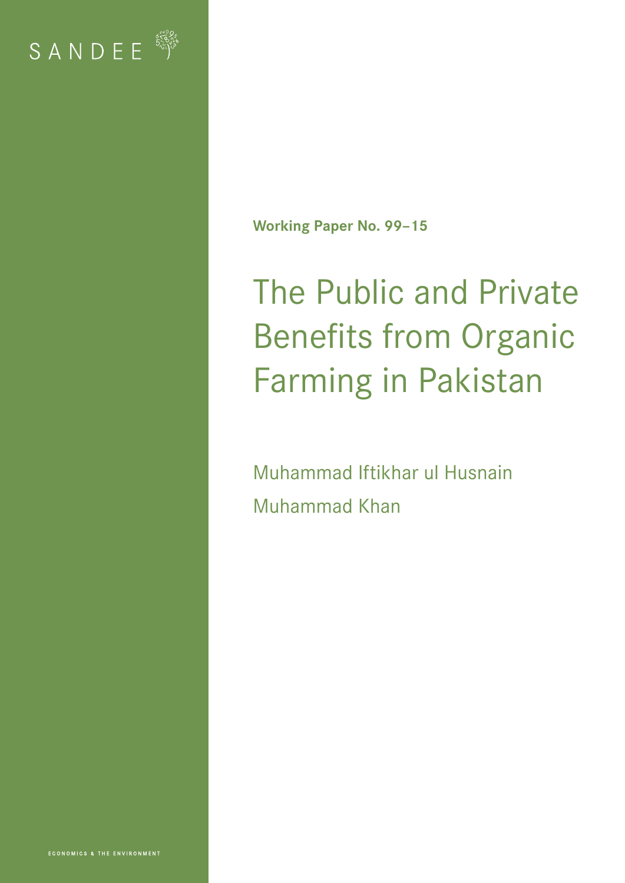SANDEE

Working Paper No. 99–15

# The Public and Private Benefits from Organic Farming in Pakistan

Muhammad Iftikhar ul Husnain

Muhammad Khan

ECONOMICS & THE ENVIRONMENT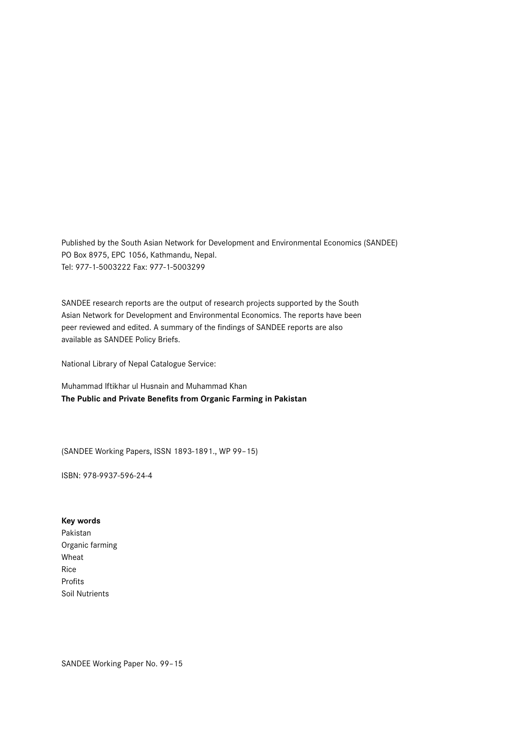Published by the South Asian Network for Development and Environmental Economics (SANDEE)
PO Box 8975, EPC 1056, Kathmandu, Nepal.
Tel: 977-1-5003222 Fax: 977-1-5003299

SANDEE research reports are the output of research projects supported by the South Asian Network for Development and Environmental Economics. The reports have been peer reviewed and edited. A summary of the findings of SANDEE reports are also available as SANDEE Policy Briefs.

National Library of Nepal Catalogue Service:

Muhammad Iftikhar ul Husnain and Muhammad Khan
**The Public and Private Benefits from Organic Farming in Pakistan**

(SANDEE Working Papers, ISSN 1893-1891., WP 99– 15)

ISBN: 978-9937-596-24-4

**Key words**
Pakistan
Organic farming
Wheat
Rice
Profits
Soil Nutrients

SANDEE Working Paper No. 99– 15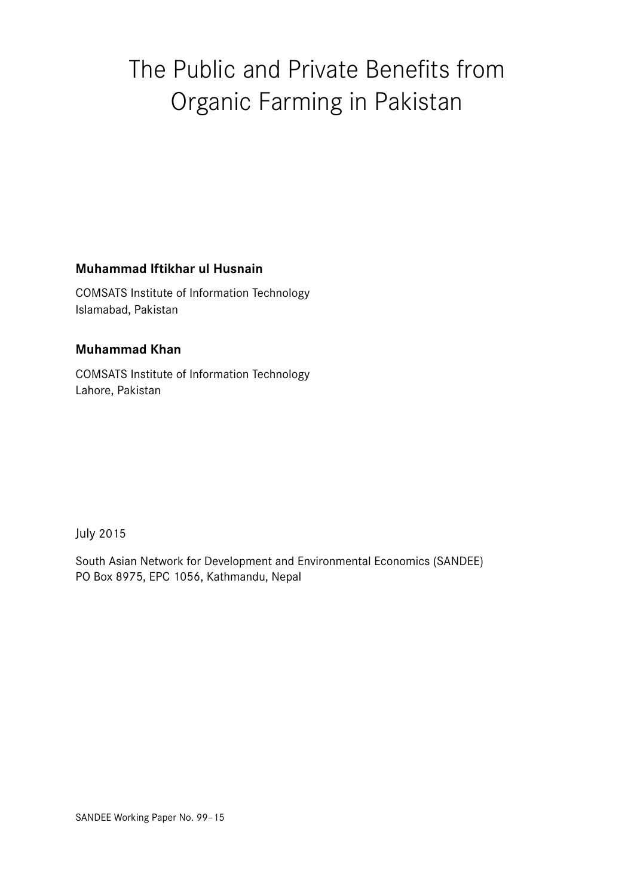# The Public and Private Benefits from Organic Farming in Pakistan

**Muhammad Iftikhar ul Husnain**

COMSATS Institute of Information Technology
Islamabad, Pakistan

**Muhammad Khan**

COMSATS Institute of Information Technology
Lahore, Pakistan

July 2015

South Asian Network for Development and Environmental Economics (SANDEE)
PO Box 8975, EPC 1056, Kathmandu, Nepal

SANDEE Working Paper No. 99–15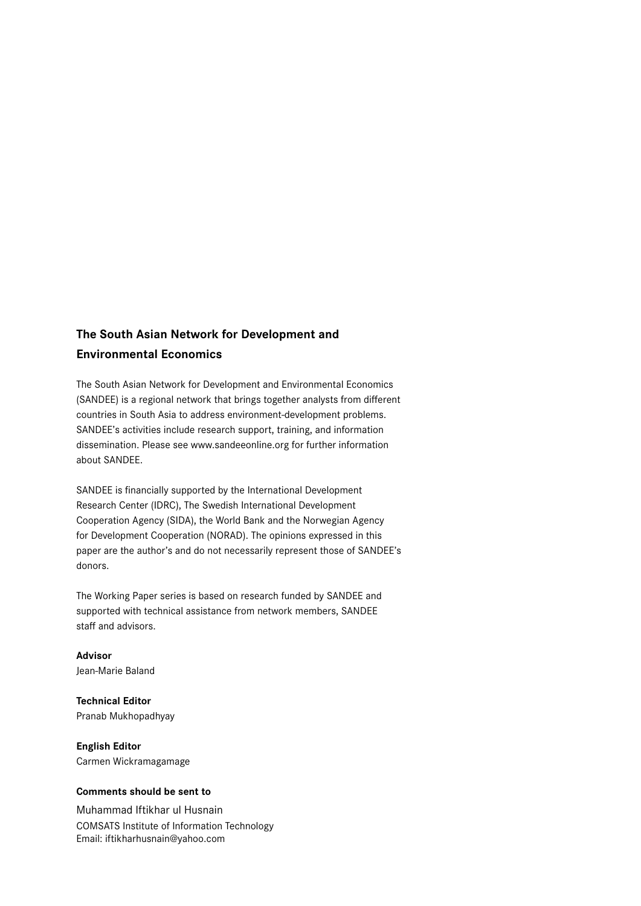## The South Asian Network for Development and Environmental Economics

The South Asian Network for Development and Environmental Economics (SANDEE) is a regional network that brings together analysts from different countries in South Asia to address environment-development problems. SANDEE's activities include research support, training, and information dissemination. Please see www.sandeeonline.org for further information about SANDEE.

SANDEE is financially supported by the International Development Research Center (IDRC), The Swedish International Development Cooperation Agency (SIDA), the World Bank and the Norwegian Agency for Development Cooperation (NORAD). The opinions expressed in this paper are the author's and do not necessarily represent those of SANDEE's donors.

The Working Paper series is based on research funded by SANDEE and supported with technical assistance from network members, SANDEE staff and advisors.

**Advisor**
Jean-Marie Baland

**Technical Editor**
Pranab Mukhopadhyay

**English Editor**
Carmen Wickramagamage

**Comments should be sent to**

Muhammad Iftikhar ul Husnain
COMSATS Institute of Information Technology
Email: iftikharhusnain@yahoo.com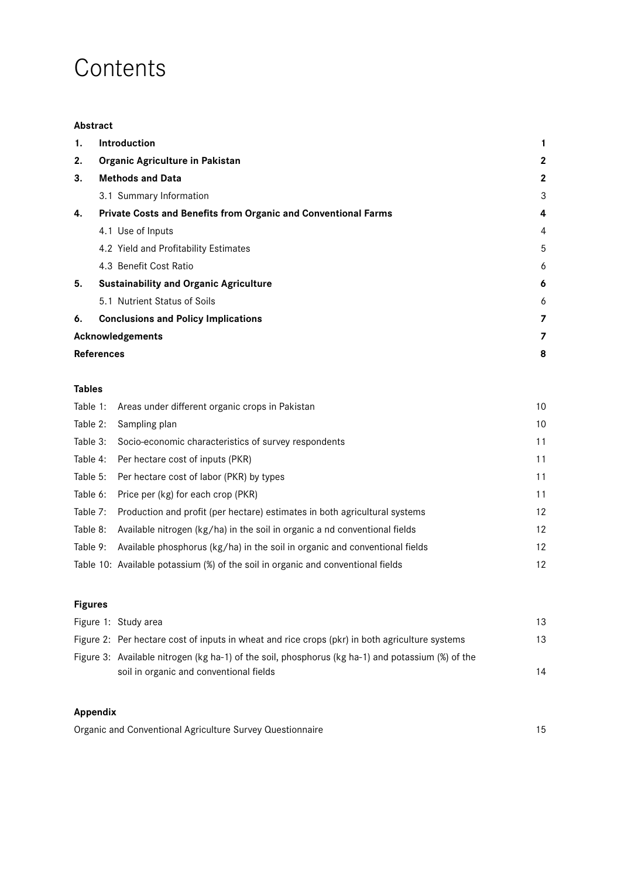# Contents

| | | |
|---|---|---|
| **Abstract** | | |
| **1.** | **Introduction** | **1** |
| **2.** | **Organic Agriculture in Pakistan** | **2** |
| **3.** | **Methods and Data** | **2** |
| | 3.1 Summary Information | 3 |
| **4.** | **Private Costs and Benefits from Organic and Conventional Farms** | **4** |
| | 4.1 Use of Inputs | 4 |
| | 4.2 Yield and Profitability Estimates | 5 |
| | 4.3 Benefit Cost Ratio | 6 |
| **5.** | **Sustainability and Organic Agriculture** | **6** |
| | 5.1 Nutrient Status of Soils | 6 |
| **6.** | **Conclusions and Policy Implications** | **7** |
| **Acknowledgements** | | **7** |
| **References** | | **8** |

**Tables**

| | | |
|---|---|---|
| Table 1: | Areas under different organic crops in Pakistan | 10 |
| Table 2: | Sampling plan | 10 |
| Table 3: | Socio-economic characteristics of survey respondents | 11 |
| Table 4: | Per hectare cost of inputs (PKR) | 11 |
| Table 5: | Per hectare cost of labor (PKR) by types | 11 |
| Table 6: | Price per (kg) for each crop (PKR) | 11 |
| Table 7: | Production and profit (per hectare) estimates in both agricultural systems | 12 |
| Table 8: | Available nitrogen (kg/ha) in the soil in organic a nd conventional fields | 12 |
| Table 9: | Available phosphorus (kg/ha) in the soil in organic and conventional fields | 12 |
| Table 10: | Available potassium (%) of the soil in organic and conventional fields | 12 |

**Figures**

| | | |
|---|---|---|
| Figure 1: | Study area | 13 |
| Figure 2: | Per hectare cost of inputs in wheat and rice crops (pkr) in both agriculture systems | 13 |
| Figure 3: | Available nitrogen (kg ha-1) of the soil, phosphorus (kg ha-1) and potassium (%) of the soil in organic and conventional fields | 14 |

**Appendix**

| | |
|---|---|
| Organic and Conventional Agriculture Survey Questionnaire | 15 |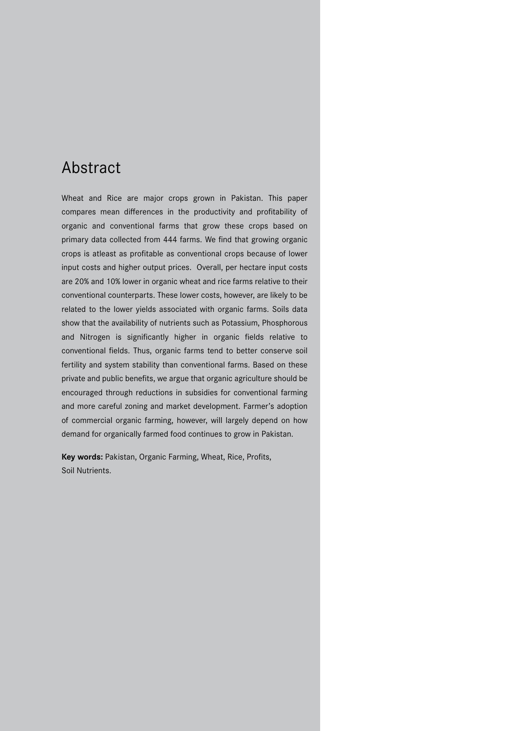# Abstract

Wheat and Rice are major crops grown in Pakistan. This paper compares mean differences in the productivity and profitability of organic and conventional farms that grow these crops based on primary data collected from 444 farms. We find that growing organic crops is atleast as profitable as conventional crops because of lower input costs and higher output prices. Overall, per hectare input costs are 20% and 10% lower in organic wheat and rice farms relative to their conventional counterparts. These lower costs, however, are likely to be related to the lower yields associated with organic farms. Soils data show that the availability of nutrients such as Potassium, Phosphorous and Nitrogen is significantly higher in organic fields relative to conventional fields. Thus, organic farms tend to better conserve soil fertility and system stability than conventional farms. Based on these private and public benefits, we argue that organic agriculture should be encouraged through reductions in subsidies for conventional farming and more careful zoning and market development. Farmer's adoption of commercial organic farming, however, will largely depend on how demand for organically farmed food continues to grow in Pakistan.

**Key words:** Pakistan, Organic Farming, Wheat, Rice, Profits, Soil Nutrients.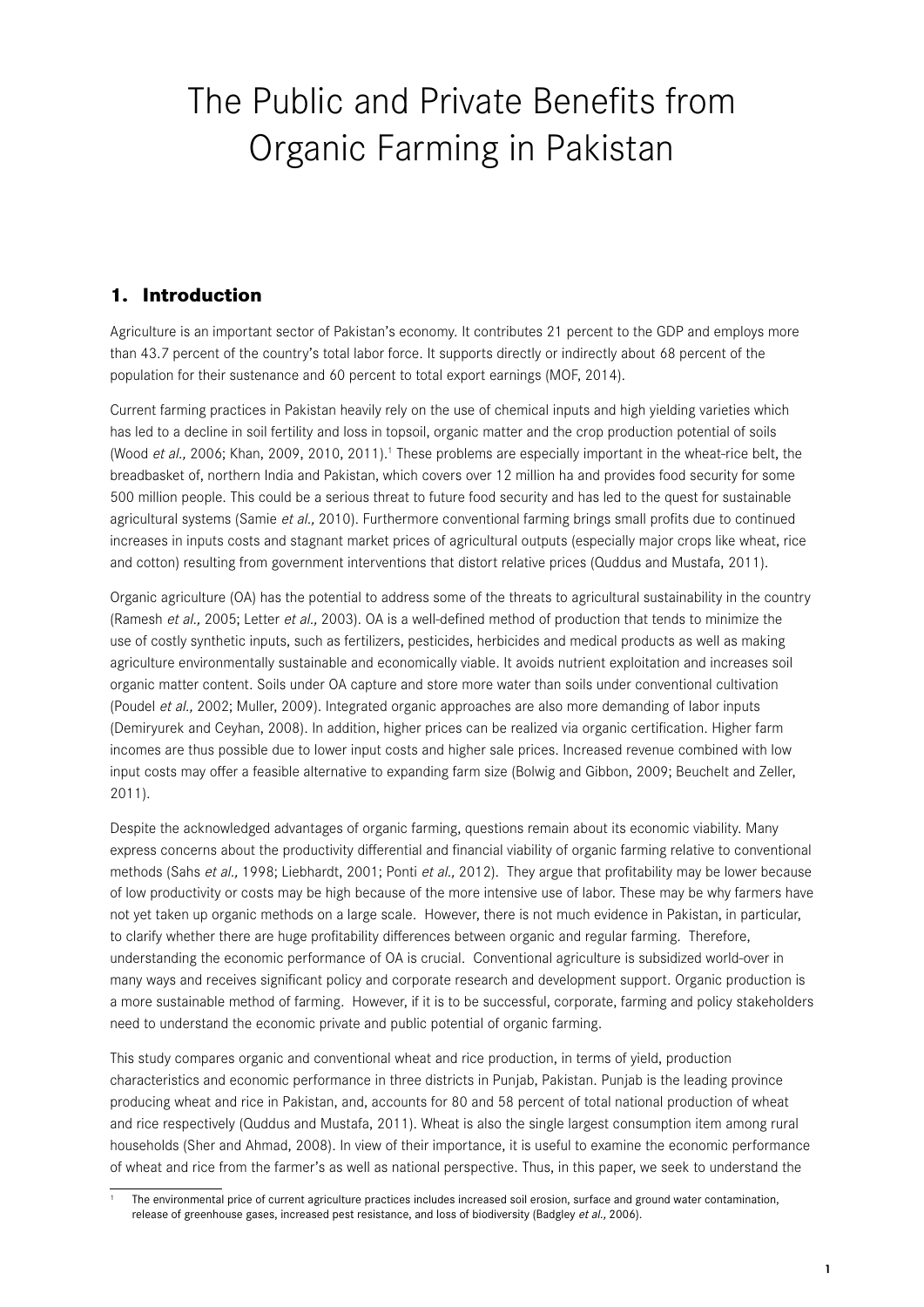# The Public and Private Benefits from Organic Farming in Pakistan

## 1. Introduction

Agriculture is an important sector of Pakistan's economy. It contributes 21 percent to the GDP and employs more than 43.7 percent of the country's total labor force. It supports directly or indirectly about 68 percent of the population for their sustenance and 60 percent to total export earnings (MOF, 2014).

Current farming practices in Pakistan heavily rely on the use of chemical inputs and high yielding varieties which has led to a decline in soil fertility and loss in topsoil, organic matter and the crop production potential of soils (Wood *et al.,* 2006; Khan, 2009, 2010, 2011).[1] These problems are especially important in the wheat-rice belt, the breadbasket of, northern India and Pakistan, which covers over 12 million ha and provides food security for some 500 million people. This could be a serious threat to future food security and has led to the quest for sustainable agricultural systems (Samie *et al.,* 2010). Furthermore conventional farming brings small profits due to continued increases in inputs costs and stagnant market prices of agricultural outputs (especially major crops like wheat, rice and cotton) resulting from government interventions that distort relative prices (Quddus and Mustafa, 2011).

Organic agriculture (OA) has the potential to address some of the threats to agricultural sustainability in the country (Ramesh *et al.,* 2005; Letter *et al.,* 2003). OA is a well-defined method of production that tends to minimize the use of costly synthetic inputs, such as fertilizers, pesticides, herbicides and medical products as well as making agriculture environmentally sustainable and economically viable. It avoids nutrient exploitation and increases soil organic matter content. Soils under OA capture and store more water than soils under conventional cultivation (Poudel *et al.,* 2002; Muller, 2009). Integrated organic approaches are also more demanding of labor inputs (Demiryurek and Ceyhan, 2008). In addition, higher prices can be realized via organic certification. Higher farm incomes are thus possible due to lower input costs and higher sale prices. Increased revenue combined with low input costs may offer a feasible alternative to expanding farm size (Bolwig and Gibbon, 2009; Beuchelt and Zeller, 2011).

Despite the acknowledged advantages of organic farming, questions remain about its economic viability. Many express concerns about the productivity differential and financial viability of organic farming relative to conventional methods (Sahs *et al.,* 1998; Liebhardt, 2001; Ponti *et al.,* 2012). They argue that profitability may be lower because of low productivity or costs may be high because of the more intensive use of labor. These may be why farmers have not yet taken up organic methods on a large scale. However, there is not much evidence in Pakistan, in particular, to clarify whether there are huge profitability differences between organic and regular farming. Therefore, understanding the economic performance of OA is crucial. Conventional agriculture is subsidized world-over in many ways and receives significant policy and corporate research and development support. Organic production is a more sustainable method of farming. However, if it is to be successful, corporate, farming and policy stakeholders need to understand the economic private and public potential of organic farming.

This study compares organic and conventional wheat and rice production, in terms of yield, production characteristics and economic performance in three districts in Punjab, Pakistan. Punjab is the leading province producing wheat and rice in Pakistan, and, accounts for 80 and 58 percent of total national production of wheat and rice respectively (Quddus and Mustafa, 2011). Wheat is also the single largest consumption item among rural households (Sher and Ahmad, 2008). In view of their importance, it is useful to examine the economic performance of wheat and rice from the farmer's as well as national perspective. Thus, in this paper, we seek to understand the

[1] The environmental price of current agriculture practices includes increased soil erosion, surface and ground water contamination, release of greenhouse gases, increased pest resistance, and loss of biodiversity (Badgley *et al.*, 2006).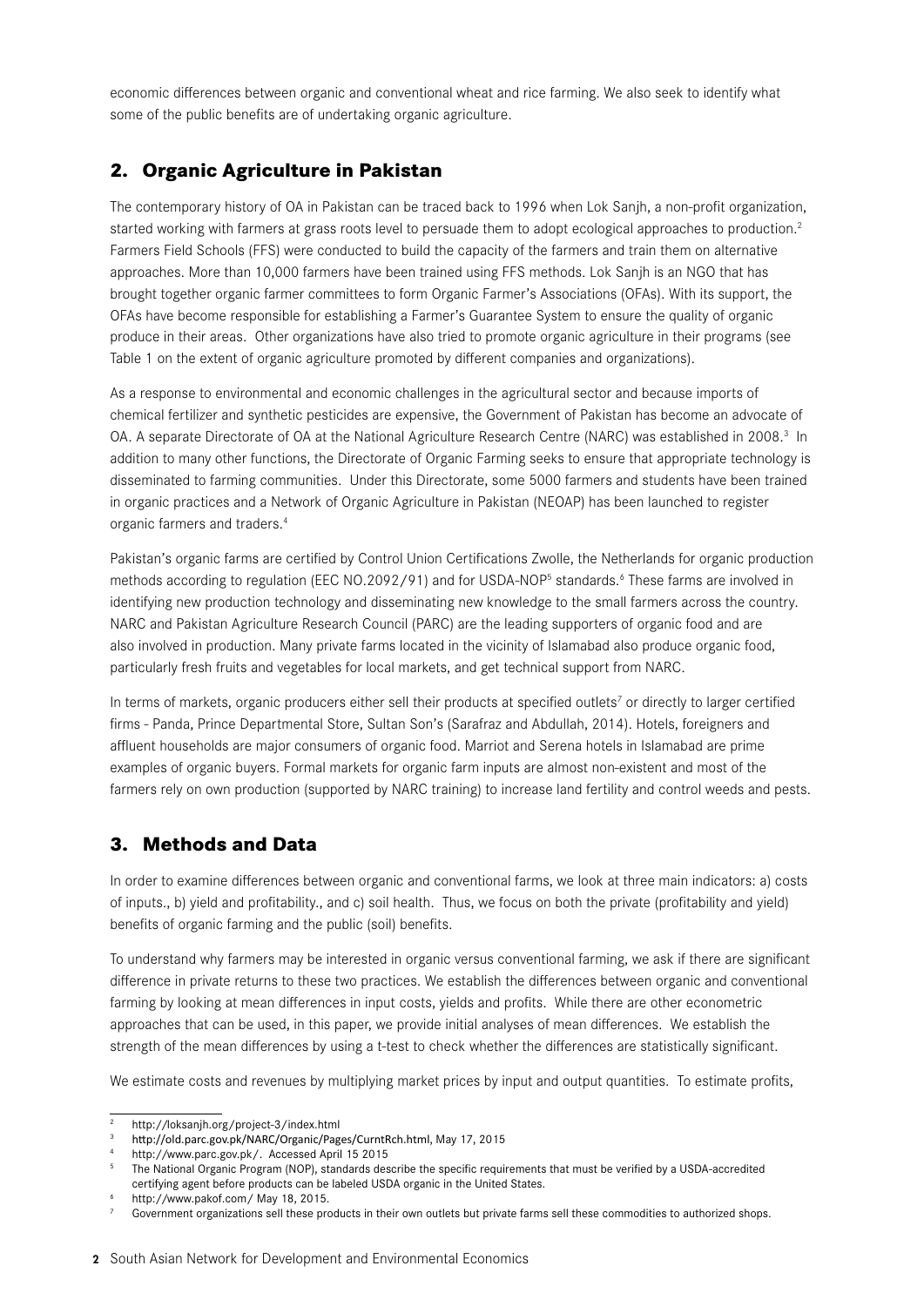economic differences between organic and conventional wheat and rice farming. We also seek to identify what some of the public benefits are of undertaking organic agriculture.

## 2. Organic Agriculture in Pakistan

The contemporary history of OA in Pakistan can be traced back to 1996 when Lok Sanjh, a non-profit organization, started working with farmers at grass roots level to persuade them to adopt ecological approaches to production.[2] Farmers Field Schools (FFS) were conducted to build the capacity of the farmers and train them on alternative approaches. More than 10,000 farmers have been trained using FFS methods. Lok Sanjh is an NGO that has brought together organic farmer committees to form Organic Farmer's Associations (OFAs). With its support, the OFAs have become responsible for establishing a Farmer's Guarantee System to ensure the quality of organic produce in their areas. Other organizations have also tried to promote organic agriculture in their programs (see Table 1 on the extent of organic agriculture promoted by different companies and organizations).

As a response to environmental and economic challenges in the agricultural sector and because imports of chemical fertilizer and synthetic pesticides are expensive, the Government of Pakistan has become an advocate of OA. A separate Directorate of OA at the National Agriculture Research Centre (NARC) was established in 2008.[3] In addition to many other functions, the Directorate of Organic Farming seeks to ensure that appropriate technology is disseminated to farming communities. Under this Directorate, some 5000 farmers and students have been trained in organic practices and a Network of Organic Agriculture in Pakistan (NEOAP) has been launched to register organic farmers and traders.[4]

Pakistan's organic farms are certified by Control Union Certifications Zwolle, the Netherlands for organic production methods according to regulation (EEC NO.2092/91) and for USDA-NOP[5] standards.[6] These farms are involved in identifying new production technology and disseminating new knowledge to the small farmers across the country. NARC and Pakistan Agriculture Research Council (PARC) are the leading supporters of organic food and are also involved in production. Many private farms located in the vicinity of Islamabad also produce organic food, particularly fresh fruits and vegetables for local markets, and get technical support from NARC.

In terms of markets, organic producers either sell their products at specified outlets[7] or directly to larger certified firms - Panda, Prince Departmental Store, Sultan Son's (Sarafraz and Abdullah, 2014). Hotels, foreigners and affluent households are major consumers of organic food. Marriot and Serena hotels in Islamabad are prime examples of organic buyers. Formal markets for organic farm inputs are almost non-existent and most of the farmers rely on own production (supported by NARC training) to increase land fertility and control weeds and pests.

## 3. Methods and Data

In order to examine differences between organic and conventional farms, we look at three main indicators: a) costs of inputs., b) yield and profitability., and c) soil health. Thus, we focus on both the private (profitability and yield) benefits of organic farming and the public (soil) benefits.

To understand why farmers may be interested in organic versus conventional farming, we ask if there are significant difference in private returns to these two practices. We establish the differences between organic and conventional farming by looking at mean differences in input costs, yields and profits. While there are other econometric approaches that can be used, in this paper, we provide initial analyses of mean differences. We establish the strength of the mean differences by using a t-test to check whether the differences are statistically significant.

We estimate costs and revenues by multiplying market prices by input and output quantities. To estimate profits,

---

[2] http://loksanjh.org/project-3/index.html

[3] http://old.parc.gov.pk/NARC/Organic/Pages/CurntRch.html, May 17, 2015

[4] http://www.parc.gov.pk/. Accessed April 15 2015

[5] The National Organic Program (NOP), standards describe the specific requirements that must be verified by a USDA-accredited certifying agent before products can be labeled USDA organic in the United States.

[6] http://www.pakof.com/ May 18, 2015.

[7] Government organizations sell these products in their own outlets but private farms sell these commodities to authorized shops.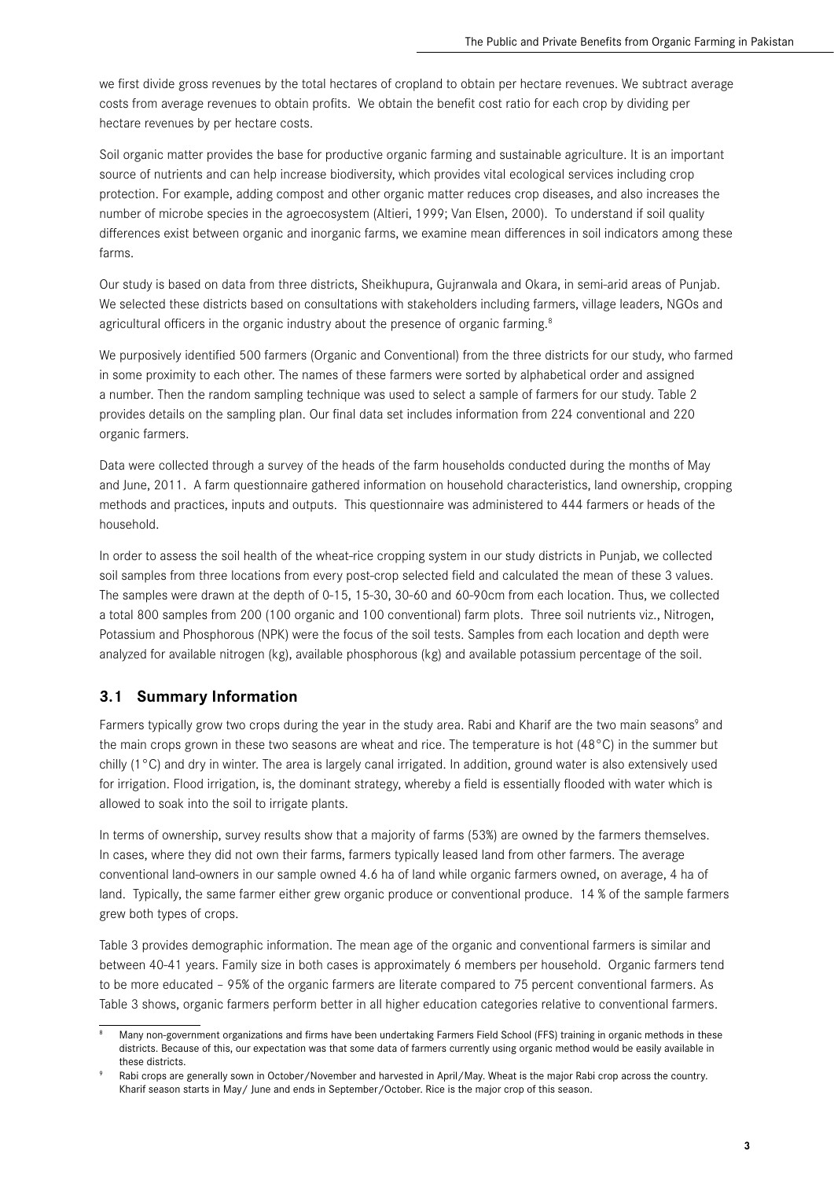we first divide gross revenues by the total hectares of cropland to obtain per hectare revenues. We subtract average costs from average revenues to obtain profits. We obtain the benefit cost ratio for each crop by dividing per hectare revenues by per hectare costs.

Soil organic matter provides the base for productive organic farming and sustainable agriculture. It is an important source of nutrients and can help increase biodiversity, which provides vital ecological services including crop protection. For example, adding compost and other organic matter reduces crop diseases, and also increases the number of microbe species in the agroecosystem (Altieri, 1999; Van Elsen, 2000). To understand if soil quality differences exist between organic and inorganic farms, we examine mean differences in soil indicators among these farms.

Our study is based on data from three districts, Sheikhupura, Gujranwala and Okara, in semi-arid areas of Punjab. We selected these districts based on consultations with stakeholders including farmers, village leaders, NGOs and agricultural officers in the organic industry about the presence of organic farming.[8]

We purposively identified 500 farmers (Organic and Conventional) from the three districts for our study, who farmed in some proximity to each other. The names of these farmers were sorted by alphabetical order and assigned a number. Then the random sampling technique was used to select a sample of farmers for our study. Table 2 provides details on the sampling plan. Our final data set includes information from 224 conventional and 220 organic farmers.

Data were collected through a survey of the heads of the farm households conducted during the months of May and June, 2011. A farm questionnaire gathered information on household characteristics, land ownership, cropping methods and practices, inputs and outputs. This questionnaire was administered to 444 farmers or heads of the household.

In order to assess the soil health of the wheat-rice cropping system in our study districts in Punjab, we collected soil samples from three locations from every post-crop selected field and calculated the mean of these 3 values. The samples were drawn at the depth of 0-15, 15-30, 30-60 and 60-90cm from each location. Thus, we collected a total 800 samples from 200 (100 organic and 100 conventional) farm plots. Three soil nutrients viz., Nitrogen, Potassium and Phosphorous (NPK) were the focus of the soil tests. Samples from each location and depth were analyzed for available nitrogen (kg), available phosphorous (kg) and available potassium percentage of the soil.

## 3.1 Summary Information

Farmers typically grow two crops during the year in the study area. Rabi and Kharif are the two main seasons[9] and the main crops grown in these two seasons are wheat and rice. The temperature is hot (48°C) in the summer but chilly (1°C) and dry in winter. The area is largely canal irrigated. In addition, ground water is also extensively used for irrigation. Flood irrigation, is, the dominant strategy, whereby a field is essentially flooded with water which is allowed to soak into the soil to irrigate plants.

In terms of ownership, survey results show that a majority of farms (53%) are owned by the farmers themselves. In cases, where they did not own their farms, farmers typically leased land from other farmers. The average conventional land-owners in our sample owned 4.6 ha of land while organic farmers owned, on average, 4 ha of land. Typically, the same farmer either grew organic produce or conventional produce. 14 % of the sample farmers grew both types of crops.

Table 3 provides demographic information. The mean age of the organic and conventional farmers is similar and between 40-41 years. Family size in both cases is approximately 6 members per household. Organic farmers tend to be more educated – 95% of the organic farmers are literate compared to 75 percent conventional farmers. As Table 3 shows, organic farmers perform better in all higher education categories relative to conventional farmers.

---

[8] Many non-government organizations and firms have been undertaking Farmers Field School (FFS) training in organic methods in these districts. Because of this, our expectation was that some data of farmers currently using organic method would be easily available in these districts.

[9] Rabi crops are generally sown in October/November and harvested in April/May. Wheat is the major Rabi crop across the country. Kharif season starts in May/ June and ends in September/October. Rice is the major crop of this season.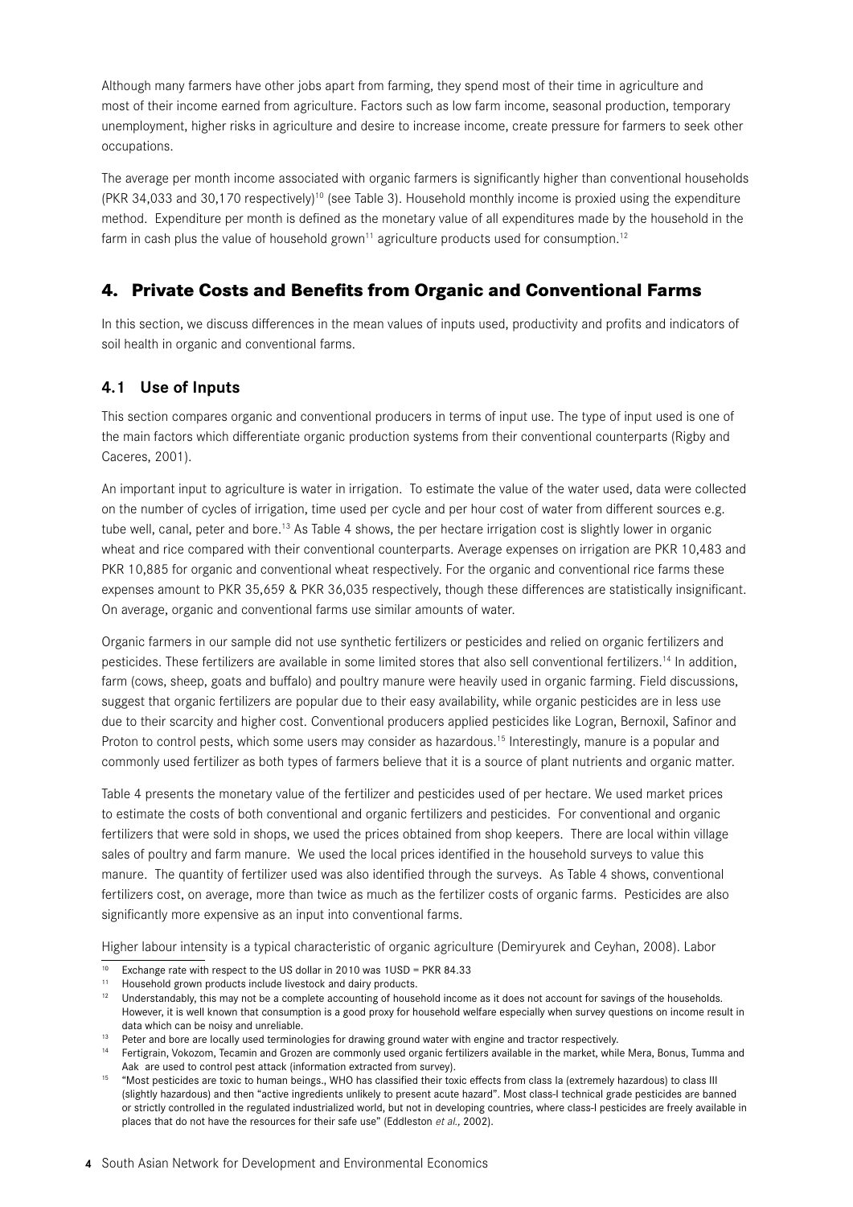Although many farmers have other jobs apart from farming, they spend most of their time in agriculture and most of their income earned from agriculture. Factors such as low farm income, seasonal production, temporary unemployment, higher risks in agriculture and desire to increase income, create pressure for farmers to seek other occupations.

The average per month income associated with organic farmers is significantly higher than conventional households (PKR 34,033 and 30,170 respectively)[10] (see Table 3). Household monthly income is proxied using the expenditure method. Expenditure per month is defined as the monetary value of all expenditures made by the household in the farm in cash plus the value of household grown[11] agriculture products used for consumption.[12]

## 4. Private Costs and Benefits from Organic and Conventional Farms

In this section, we discuss differences in the mean values of inputs used, productivity and profits and indicators of soil health in organic and conventional farms.

### 4.1 Use of Inputs

This section compares organic and conventional producers in terms of input use. The type of input used is one of the main factors which differentiate organic production systems from their conventional counterparts (Rigby and Caceres, 2001).

An important input to agriculture is water in irrigation. To estimate the value of the water used, data were collected on the number of cycles of irrigation, time used per cycle and per hour cost of water from different sources e.g. tube well, canal, peter and bore.[13] As Table 4 shows, the per hectare irrigation cost is slightly lower in organic wheat and rice compared with their conventional counterparts. Average expenses on irrigation are PKR 10,483 and PKR 10,885 for organic and conventional wheat respectively. For the organic and conventional rice farms these expenses amount to PKR 35,659 & PKR 36,035 respectively, though these differences are statistically insignificant. On average, organic and conventional farms use similar amounts of water.

Organic farmers in our sample did not use synthetic fertilizers or pesticides and relied on organic fertilizers and pesticides. These fertilizers are available in some limited stores that also sell conventional fertilizers.[14] In addition, farm (cows, sheep, goats and buffalo) and poultry manure were heavily used in organic farming. Field discussions, suggest that organic fertilizers are popular due to their easy availability, while organic pesticides are in less use due to their scarcity and higher cost. Conventional producers applied pesticides like Logran, Bernoxil, Safinor and Proton to control pests, which some users may consider as hazardous.[15] Interestingly, manure is a popular and commonly used fertilizer as both types of farmers believe that it is a source of plant nutrients and organic matter.

Table 4 presents the monetary value of the fertilizer and pesticides used of per hectare. We used market prices to estimate the costs of both conventional and organic fertilizers and pesticides. For conventional and organic fertilizers that were sold in shops, we used the prices obtained from shop keepers. There are local within village sales of poultry and farm manure. We used the local prices identified in the household surveys to value this manure. The quantity of fertilizer used was also identified through the surveys. As Table 4 shows, conventional fertilizers cost, on average, more than twice as much as the fertilizer costs of organic farms. Pesticides are also significantly more expensive as an input into conventional farms.

Higher labour intensity is a typical characteristic of organic agriculture (Demiryurek and Ceyhan, 2008). Labor

---

[10] Exchange rate with respect to the US dollar in 2010 was 1USD = PKR 84.33

[11] Household grown products include livestock and dairy products.

[12] Understandably, this may not be a complete accounting of household income as it does not account for savings of the households. However, it is well known that consumption is a good proxy for household welfare especially when survey questions on income result in data which can be noisy and unreliable.

[13] Peter and bore are locally used terminologies for drawing ground water with engine and tractor respectively.

[14] Fertigrain, Vokozom, Tecamin and Grozen are commonly used organic fertilizers available in the market, while Mera, Bonus, Tumma and Aak are used to control pest attack (information extracted from survey).

[15] "Most pesticides are toxic to human beings., WHO has classified their toxic effects from class Ia (extremely hazardous) to class III (slightly hazardous) and then "active ingredients unlikely to present acute hazard". Most class-I technical grade pesticides are banned or strictly controlled in the regulated industrialized world, but not in developing countries, where class-I pesticides are freely available in places that do not have the resources for their safe use" (Eddleston *et al.*, 2002).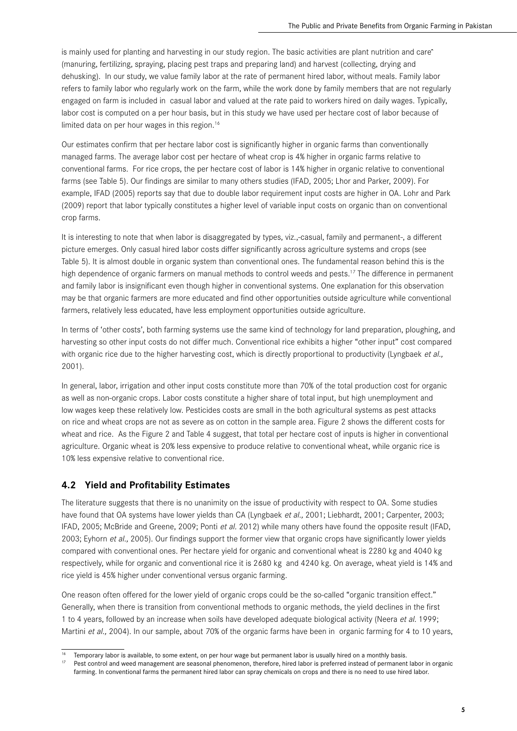is mainly used for planting and harvesting in our study region. The basic activities are plant nutrition and careˆ (manuring, fertilizing, spraying, placing pest traps and preparing land) and harvest (collecting, drying and dehusking). In our study, we value family labor at the rate of permanent hired labor, without meals. Family labor refers to family labor who regularly work on the farm, while the work done by family members that are not regularly engaged on farm is included in casual labor and valued at the rate paid to workers hired on daily wages. Typically, labor cost is computed on a per hour basis, but in this study we have used per hectare cost of labor because of limited data on per hour wages in this region.[16]

Our estimates confirm that per hectare labor cost is significantly higher in organic farms than conventionally managed farms. The average labor cost per hectare of wheat crop is 4% higher in organic farms relative to conventional farms. For rice crops, the per hectare cost of labor is 14% higher in organic relative to conventional farms (see Table 5). Our findings are similar to many others studies (IFAD, 2005; Lhor and Parker, 2009). For example, IFAD (2005) reports say that due to double labor requirement input costs are higher in OA. Lohr and Park (2009) report that labor typically constitutes a higher level of variable input costs on organic than on conventional crop farms.

It is interesting to note that when labor is disaggregated by types, viz.,-casual, family and permanent-, a different picture emerges. Only casual hired labor costs differ significantly across agriculture systems and crops (see Table 5). It is almost double in organic system than conventional ones. The fundamental reason behind this is the high dependence of organic farmers on manual methods to control weeds and pests.[17] The difference in permanent and family labor is insignificant even though higher in conventional systems. One explanation for this observation may be that organic farmers are more educated and find other opportunities outside agriculture while conventional farmers, relatively less educated, have less employment opportunities outside agriculture.

In terms of 'other costs', both farming systems use the same kind of technology for land preparation, ploughing, and harvesting so other input costs do not differ much. Conventional rice exhibits a higher "other input" cost compared with organic rice due to the higher harvesting cost, which is directly proportional to productivity (Lyngbaek *et al.,* 2001).

In general, labor, irrigation and other input costs constitute more than 70% of the total production cost for organic as well as non-organic crops. Labor costs constitute a higher share of total input, but high unemployment and low wages keep these relatively low. Pesticides costs are small in the both agricultural systems as pest attacks on rice and wheat crops are not as severe as on cotton in the sample area. Figure 2 shows the different costs for wheat and rice. As the Figure 2 and Table 4 suggest, that total per hectare cost of inputs is higher in conventional agriculture. Organic wheat is 20% less expensive to produce relative to conventional wheat, while organic rice is 10% less expensive relative to conventional rice.

## 4.2 Yield and Profitability Estimates

The literature suggests that there is no unanimity on the issue of productivity with respect to OA. Some studies have found that OA systems have lower yields than CA (Lyngbaek *et al.,* 2001; Liebhardt, 2001; Carpenter, 2003; IFAD, 2005; McBride and Greene, 2009; Ponti *et al.* 2012) while many others have found the opposite result (IFAD, 2003; Eyhorn *et al.,* 2005). Our findings support the former view that organic crops have significantly lower yields compared with conventional ones. Per hectare yield for organic and conventional wheat is 2280 kg and 4040 kg respectively, while for organic and conventional rice it is 2680 kg and 4240 kg. On average, wheat yield is 14% and rice yield is 45% higher under conventional versus organic farming.

One reason often offered for the lower yield of organic crops could be the so-called "organic transition effect." Generally, when there is transition from conventional methods to organic methods, the yield declines in the first 1 to 4 years, followed by an increase when soils have developed adequate biological activity (Neera *et al.* 1999; Martini *et al.,* 2004). In our sample, about 70% of the organic farms have been in organic farming for 4 to 10 years,

---

[16] Temporary labor is available, to some extent, on per hour wage but permanent labor is usually hired on a monthly basis.

[17] Pest control and weed management are seasonal phenomenon, therefore, hired labor is preferred instead of permanent labor in organic farming. In conventional farms the permanent hired labor can spray chemicals on crops and there is no need to use hired labor.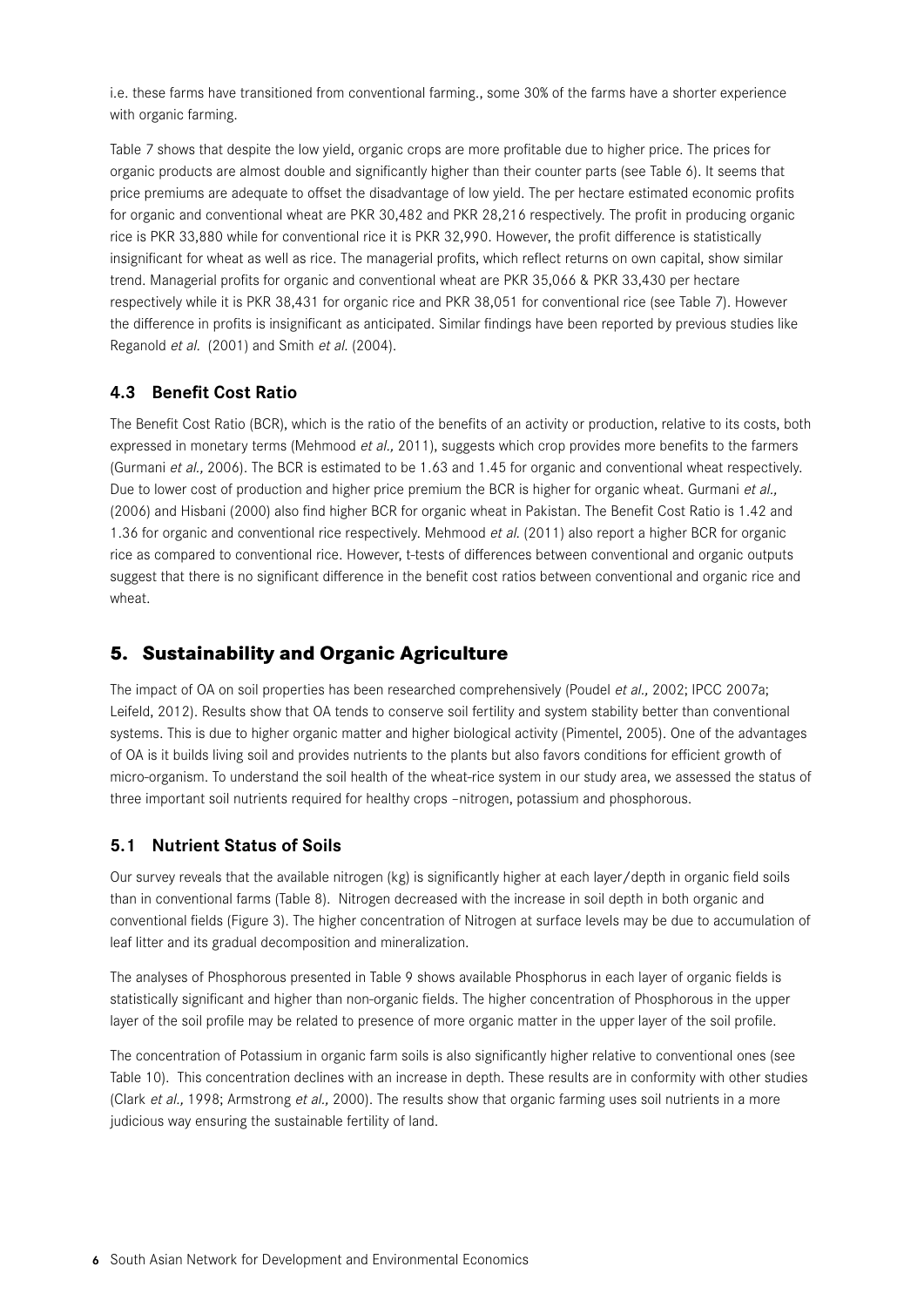i.e. these farms have transitioned from conventional farming., some 30% of the farms have a shorter experience with organic farming.

Table 7 shows that despite the low yield, organic crops are more profitable due to higher price. The prices for organic products are almost double and significantly higher than their counter parts (see Table 6). It seems that price premiums are adequate to offset the disadvantage of low yield. The per hectare estimated economic profits for organic and conventional wheat are PKR 30,482 and PKR 28,216 respectively. The profit in producing organic rice is PKR 33,880 while for conventional rice it is PKR 32,990. However, the profit difference is statistically insignificant for wheat as well as rice. The managerial profits, which reflect returns on own capital, show similar trend. Managerial profits for organic and conventional wheat are PKR 35,066 & PKR 33,430 per hectare respectively while it is PKR 38,431 for organic rice and PKR 38,051 for conventional rice (see Table 7). However the difference in profits is insignificant as anticipated. Similar findings have been reported by previous studies like Reganold *et al.* (2001) and Smith *et al.* (2004).

### 4.3 Benefit Cost Ratio

The Benefit Cost Ratio (BCR), which is the ratio of the benefits of an activity or production, relative to its costs, both expressed in monetary terms (Mehmood *et al.,* 2011), suggests which crop provides more benefits to the farmers (Gurmani *et al.,* 2006). The BCR is estimated to be 1.63 and 1.45 for organic and conventional wheat respectively. Due to lower cost of production and higher price premium the BCR is higher for organic wheat. Gurmani *et al.,* (2006) and Hisbani (2000) also find higher BCR for organic wheat in Pakistan. The Benefit Cost Ratio is 1.42 and 1.36 for organic and conventional rice respectively. Mehmood *et al.* (2011) also report a higher BCR for organic rice as compared to conventional rice. However, t-tests of differences between conventional and organic outputs suggest that there is no significant difference in the benefit cost ratios between conventional and organic rice and wheat.

## 5. Sustainability and Organic Agriculture

The impact of OA on soil properties has been researched comprehensively (Poudel *et al.,* 2002; IPCC 2007a; Leifeld, 2012). Results show that OA tends to conserve soil fertility and system stability better than conventional systems. This is due to higher organic matter and higher biological activity (Pimentel, 2005). One of the advantages of OA is it builds living soil and provides nutrients to the plants but also favors conditions for efficient growth of micro-organism. To understand the soil health of the wheat-rice system in our study area, we assessed the status of three important soil nutrients required for healthy crops –nitrogen, potassium and phosphorous.

### 5.1 Nutrient Status of Soils

Our survey reveals that the available nitrogen (kg) is significantly higher at each layer/depth in organic field soils than in conventional farms (Table 8). Nitrogen decreased with the increase in soil depth in both organic and conventional fields (Figure 3). The higher concentration of Nitrogen at surface levels may be due to accumulation of leaf litter and its gradual decomposition and mineralization.

The analyses of Phosphorous presented in Table 9 shows available Phosphorus in each layer of organic fields is statistically significant and higher than non-organic fields. The higher concentration of Phosphorous in the upper layer of the soil profile may be related to presence of more organic matter in the upper layer of the soil profile.

The concentration of Potassium in organic farm soils is also significantly higher relative to conventional ones (see Table 10). This concentration declines with an increase in depth. These results are in conformity with other studies (Clark *et al.,* 1998; Armstrong *et al.,* 2000). The results show that organic farming uses soil nutrients in a more judicious way ensuring the sustainable fertility of land.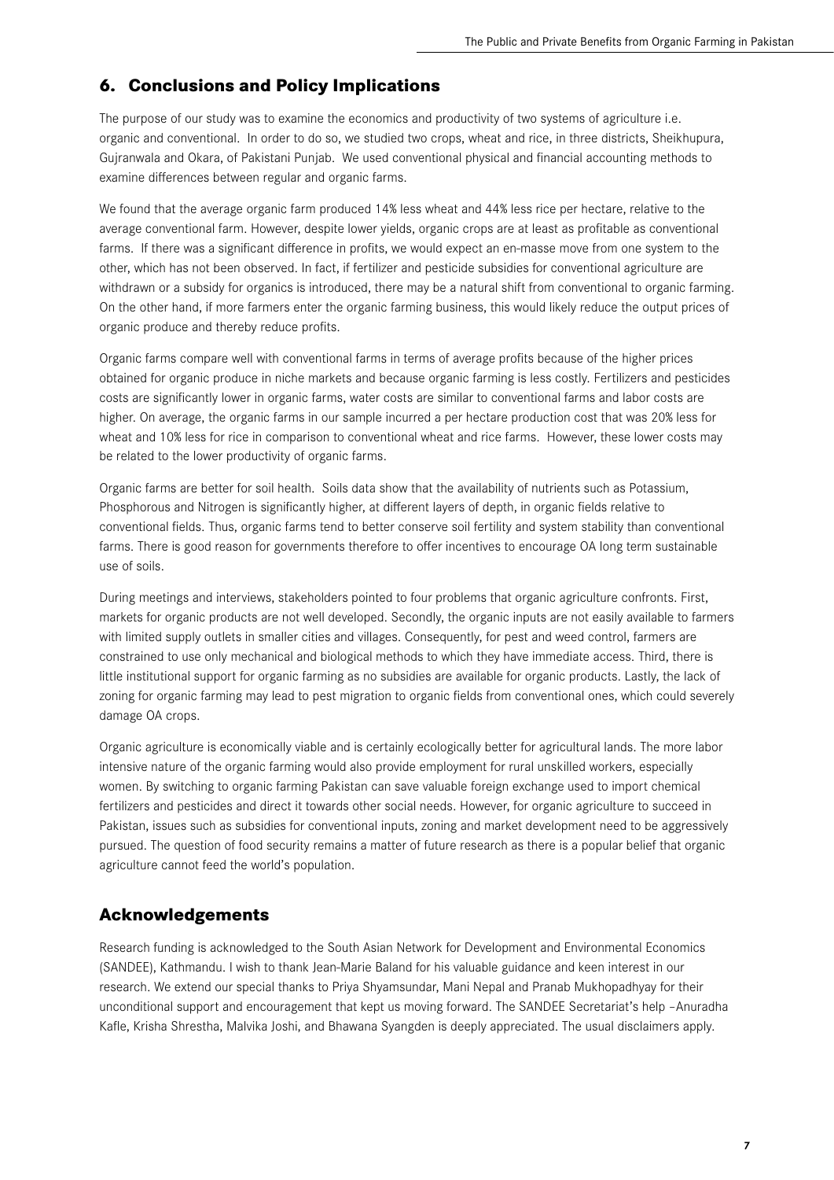## 6. Conclusions and Policy Implications

The purpose of our study was to examine the economics and productivity of two systems of agriculture i.e. organic and conventional. In order to do so, we studied two crops, wheat and rice, in three districts, Sheikhupura, Gujranwala and Okara, of Pakistani Punjab. We used conventional physical and financial accounting methods to examine differences between regular and organic farms.

We found that the average organic farm produced 14% less wheat and 44% less rice per hectare, relative to the average conventional farm. However, despite lower yields, organic crops are at least as profitable as conventional farms. If there was a significant difference in profits, we would expect an en-masse move from one system to the other, which has not been observed. In fact, if fertilizer and pesticide subsidies for conventional agriculture are withdrawn or a subsidy for organics is introduced, there may be a natural shift from conventional to organic farming. On the other hand, if more farmers enter the organic farming business, this would likely reduce the output prices of organic produce and thereby reduce profits.

Organic farms compare well with conventional farms in terms of average profits because of the higher prices obtained for organic produce in niche markets and because organic farming is less costly. Fertilizers and pesticides costs are significantly lower in organic farms, water costs are similar to conventional farms and labor costs are higher. On average, the organic farms in our sample incurred a per hectare production cost that was 20% less for wheat and 10% less for rice in comparison to conventional wheat and rice farms. However, these lower costs may be related to the lower productivity of organic farms.

Organic farms are better for soil health. Soils data show that the availability of nutrients such as Potassium, Phosphorous and Nitrogen is significantly higher, at different layers of depth, in organic fields relative to conventional fields. Thus, organic farms tend to better conserve soil fertility and system stability than conventional farms. There is good reason for governments therefore to offer incentives to encourage OA long term sustainable use of soils.

During meetings and interviews, stakeholders pointed to four problems that organic agriculture confronts. First, markets for organic products are not well developed. Secondly, the organic inputs are not easily available to farmers with limited supply outlets in smaller cities and villages. Consequently, for pest and weed control, farmers are constrained to use only mechanical and biological methods to which they have immediate access. Third, there is little institutional support for organic farming as no subsidies are available for organic products. Lastly, the lack of zoning for organic farming may lead to pest migration to organic fields from conventional ones, which could severely damage OA crops.

Organic agriculture is economically viable and is certainly ecologically better for agricultural lands. The more labor intensive nature of the organic farming would also provide employment for rural unskilled workers, especially women. By switching to organic farming Pakistan can save valuable foreign exchange used to import chemical fertilizers and pesticides and direct it towards other social needs. However, for organic agriculture to succeed in Pakistan, issues such as subsidies for conventional inputs, zoning and market development need to be aggressively pursued. The question of food security remains a matter of future research as there is a popular belief that organic agriculture cannot feed the world's population.

## Acknowledgements

Research funding is acknowledged to the South Asian Network for Development and Environmental Economics (SANDEE), Kathmandu. I wish to thank Jean-Marie Baland for his valuable guidance and keen interest in our research. We extend our special thanks to Priya Shyamsundar, Mani Nepal and Pranab Mukhopadhyay for their unconditional support and encouragement that kept us moving forward. The SANDEE Secretariat's help –Anuradha Kafle, Krisha Shrestha, Malvika Joshi, and Bhawana Syangden is deeply appreciated. The usual disclaimers apply.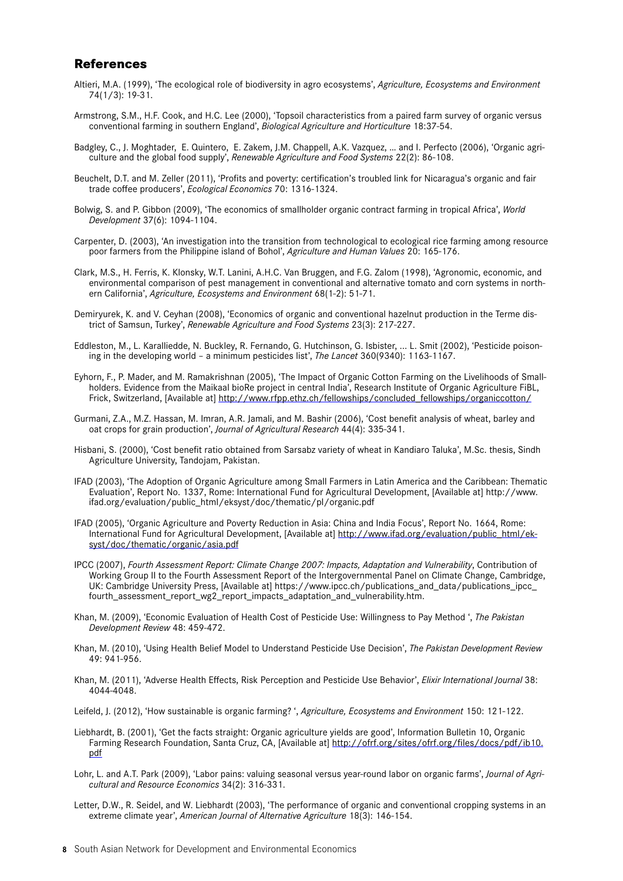## References

Altieri, M.A. (1999), 'The ecological role of biodiversity in agro ecosystems', *Agriculture, Ecosystems and Environment* 74(1/3): 19-31.

Armstrong, S.M., H.F. Cook, and H.C. Lee (2000), 'Topsoil characteristics from a paired farm survey of organic versus conventional farming in southern England', *Biological Agriculture and Horticulture* 18:37-54.

Badgley, C., J. Moghtader, E. Quintero, E. Zakem, J.M. Chappell, A.K. Vazquez, ... and I. Perfecto (2006), 'Organic agriculture and the global food supply', *Renewable Agriculture and Food Systems* 22(2): 86-108.

Beuchelt, D.T. and M. Zeller (2011), 'Profits and poverty: certification's troubled link for Nicaragua's organic and fair trade coffee producers', *Ecological Economics* 70: 1316-1324.

Bolwig, S. and P. Gibbon (2009), 'The economics of smallholder organic contract farming in tropical Africa', *World Development* 37(6): 1094-1104.

Carpenter, D. (2003), 'An investigation into the transition from technological to ecological rice farming among resource poor farmers from the Philippine island of Bohol', *Agriculture and Human Values* 20: 165-176.

Clark, M.S., H. Ferris, K. Klonsky, W.T. Lanini, A.H.C. Van Bruggen, and F.G. Zalom (1998), 'Agronomic, economic, and environmental comparison of pest management in conventional and alternative tomato and corn systems in northern California', *Agriculture, Ecosystems and Environment* 68(1-2): 51-71.

Demiryurek, K. and V. Ceyhan (2008), 'Economics of organic and conventional hazelnut production in the Terme district of Samsun, Turkey', *Renewable Agriculture and Food Systems* 23(3): 217-227.

Eddleston, M., L. Karalliedde, N. Buckley, R. Fernando, G. Hutchinson, G. Isbister, ... L. Smit (2002), 'Pesticide poisoning in the developing world – a minimum pesticides list', *The Lancet* 360(9340): 1163-1167.

Eyhorn, F., P. Mader, and M. Ramakrishnan (2005), 'The Impact of Organic Cotton Farming on the Livelihoods of Smallholders. Evidence from the Maikaal bioRe project in central India', Research Institute of Organic Agriculture FiBL, Frick, Switzerland, [Available at] http://www.rfpp.ethz.ch/fellowships/concluded_fellowships/organiccotton/

Gurmani, Z.A., M.Z. Hassan, M. Imran, A.R. Jamali, and M. Bashir (2006), 'Cost benefit analysis of wheat, barley and oat crops for grain production', *Journal of Agricultural Research* 44(4): 335-341.

Hisbani, S. (2000), 'Cost benefit ratio obtained from Sarsabz variety of wheat in Kandiaro Taluka', M.Sc. thesis, Sindh Agriculture University, Tandojam, Pakistan.

IFAD (2003), 'The Adoption of Organic Agriculture among Small Farmers in Latin America and the Caribbean: Thematic Evaluation', Report No. 1337, Rome: International Fund for Agricultural Development, [Available at] http://www.ifad.org/evaluation/public_html/eksyst/doc/thematic/pl/organic.pdf

IFAD (2005), 'Organic Agriculture and Poverty Reduction in Asia: China and India Focus', Report No. 1664, Rome: International Fund for Agricultural Development, [Available at] http://www.ifad.org/evaluation/public_html/eksyst/doc/thematic/organic/asia.pdf

IPCC (2007), *Fourth Assessment Report: Climate Change 2007: Impacts, Adaptation and Vulnerability*, Contribution of Working Group II to the Fourth Assessment Report of the Intergovernmental Panel on Climate Change, Cambridge, UK: Cambridge University Press, [Available at] https://www.ipcc.ch/publications_and_data/publications_ipcc_fourth_assessment_report_wg2_report_impacts_adaptation_and_vulnerability.htm.

Khan, M. (2009), 'Economic Evaluation of Health Cost of Pesticide Use: Willingness to Pay Method ', *The Pakistan Development Review* 48: 459-472.

Khan, M. (2010), 'Using Health Belief Model to Understand Pesticide Use Decision', *The Pakistan Development Review* 49: 941-956.

Khan, M. (2011), 'Adverse Health Effects, Risk Perception and Pesticide Use Behavior', *Elixir International Journal* 38: 4044-4048.

Leifeld, J. (2012), 'How sustainable is organic farming? ', *Agriculture, Ecosystems and Environment* 150: 121-122.

Liebhardt, B. (2001), 'Get the facts straight: Organic agriculture yields are good', Information Bulletin 10, Organic Farming Research Foundation, Santa Cruz, CA, [Available at] http://ofrf.org/sites/ofrf.org/files/docs/pdf/ib10.pdf

Lohr, L. and A.T. Park (2009), 'Labor pains: valuing seasonal versus year-round labor on organic farms', *Journal of Agricultural and Resource Economics* 34(2): 316-331.

Letter, D.W., R. Seidel, and W. Liebhardt (2003), 'The performance of organic and conventional cropping systems in an extreme climate year', *American Journal of Alternative Agriculture* 18(3): 146-154.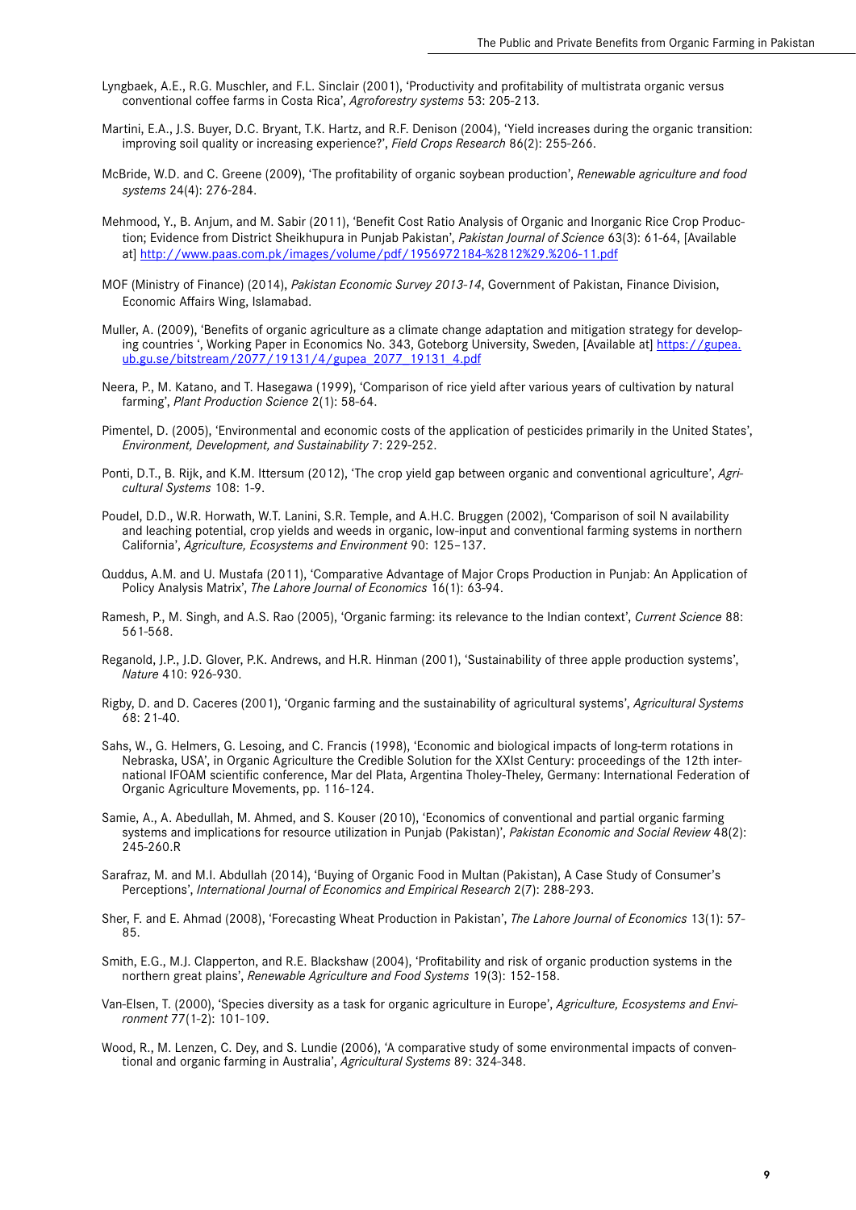Lyngbaek, A.E., R.G. Muschler, and F.L. Sinclair (2001), 'Productivity and profitability of multistrata organic versus conventional coffee farms in Costa Rica', *Agroforestry systems* 53: 205-213.

Martini, E.A., J.S. Buyer, D.C. Bryant, T.K. Hartz, and R.F. Denison (2004), 'Yield increases during the organic transition: improving soil quality or increasing experience?', *Field Crops Research* 86(2): 255-266.

McBride, W.D. and C. Greene (2009), 'The profitability of organic soybean production', *Renewable agriculture and food systems* 24(4): 276-284.

Mehmood, Y., B. Anjum, and M. Sabir (2011), 'Benefit Cost Ratio Analysis of Organic and Inorganic Rice Crop Production; Evidence from District Sheikhupura in Punjab Pakistan', *Pakistan Journal of Science* 63(3): 61-64, [Available at] http://www.paas.com.pk/images/volume/pdf/1956972184-%2812%29.%206-11.pdf

MOF (Ministry of Finance) (2014), *Pakistan Economic Survey 2013-14*, Government of Pakistan, Finance Division, Economic Affairs Wing, Islamabad.

Muller, A. (2009), 'Benefits of organic agriculture as a climate change adaptation and mitigation strategy for developing countries ', Working Paper in Economics No. 343, Goteborg University, Sweden, [Available at] https://gupea.ub.gu.se/bitstream/2077/19131/4/gupea_2077_19131_4.pdf

Neera, P., M. Katano, and T. Hasegawa (1999), 'Comparison of rice yield after various years of cultivation by natural farming', *Plant Production Science* 2(1): 58-64.

Pimentel, D. (2005), 'Environmental and economic costs of the application of pesticides primarily in the United States', *Environment, Development, and Sustainability* 7: 229-252.

Ponti, D.T., B. Rijk, and K.M. Ittersum (2012), 'The crop yield gap between organic and conventional agriculture', *Agricultural Systems* 108: 1-9.

Poudel, D.D., W.R. Horwath, W.T. Lanini, S.R. Temple, and A.H.C. Bruggen (2002), 'Comparison of soil N availability and leaching potential, crop yields and weeds in organic, low-input and conventional farming systems in northern California', *Agriculture, Ecosystems and Environment* 90: 125–137.

Quddus, A.M. and U. Mustafa (2011), 'Comparative Advantage of Major Crops Production in Punjab: An Application of Policy Analysis Matrix', *The Lahore Journal of Economics* 16(1): 63-94.

Ramesh, P., M. Singh, and A.S. Rao (2005), 'Organic farming: its relevance to the Indian context', *Current Science* 88: 561-568.

Reganold, J.P., J.D. Glover, P.K. Andrews, and H.R. Hinman (2001), 'Sustainability of three apple production systems', *Nature* 410: 926-930.

Rigby, D. and D. Caceres (2001), 'Organic farming and the sustainability of agricultural systems', *Agricultural Systems* 68: 21-40.

Sahs, W., G. Helmers, G. Lesoing, and C. Francis (1998), 'Economic and biological impacts of long-term rotations in Nebraska, USA', in Organic Agriculture the Credible Solution for the XXIst Century: proceedings of the 12th international IFOAM scientific conference, Mar del Plata, Argentina Tholey-Theley, Germany: International Federation of Organic Agriculture Movements, pp. 116-124.

Samie, A., A. Abedullah, M. Ahmed, and S. Kouser (2010), 'Economics of conventional and partial organic farming systems and implications for resource utilization in Punjab (Pakistan)', *Pakistan Economic and Social Review* 48(2): 245-260.R

Sarafraz, M. and M.I. Abdullah (2014), 'Buying of Organic Food in Multan (Pakistan), A Case Study of Consumer's Perceptions', *International Journal of Economics and Empirical Research* 2(7): 288-293.

Sher, F. and E. Ahmad (2008), 'Forecasting Wheat Production in Pakistan', *The Lahore Journal of Economics* 13(1): 57-85.

Smith, E.G., M.J. Clapperton, and R.E. Blackshaw (2004), 'Profitability and risk of organic production systems in the northern great plains', *Renewable Agriculture and Food Systems* 19(3): 152-158.

Van-Elsen, T. (2000), 'Species diversity as a task for organic agriculture in Europe', *Agriculture, Ecosystems and Environment* 77(1-2): 101-109.

Wood, R., M. Lenzen, C. Dey, and S. Lundie (2006), 'A comparative study of some environmental impacts of conventional and organic farming in Australia', *Agricultural Systems* 89: 324-348.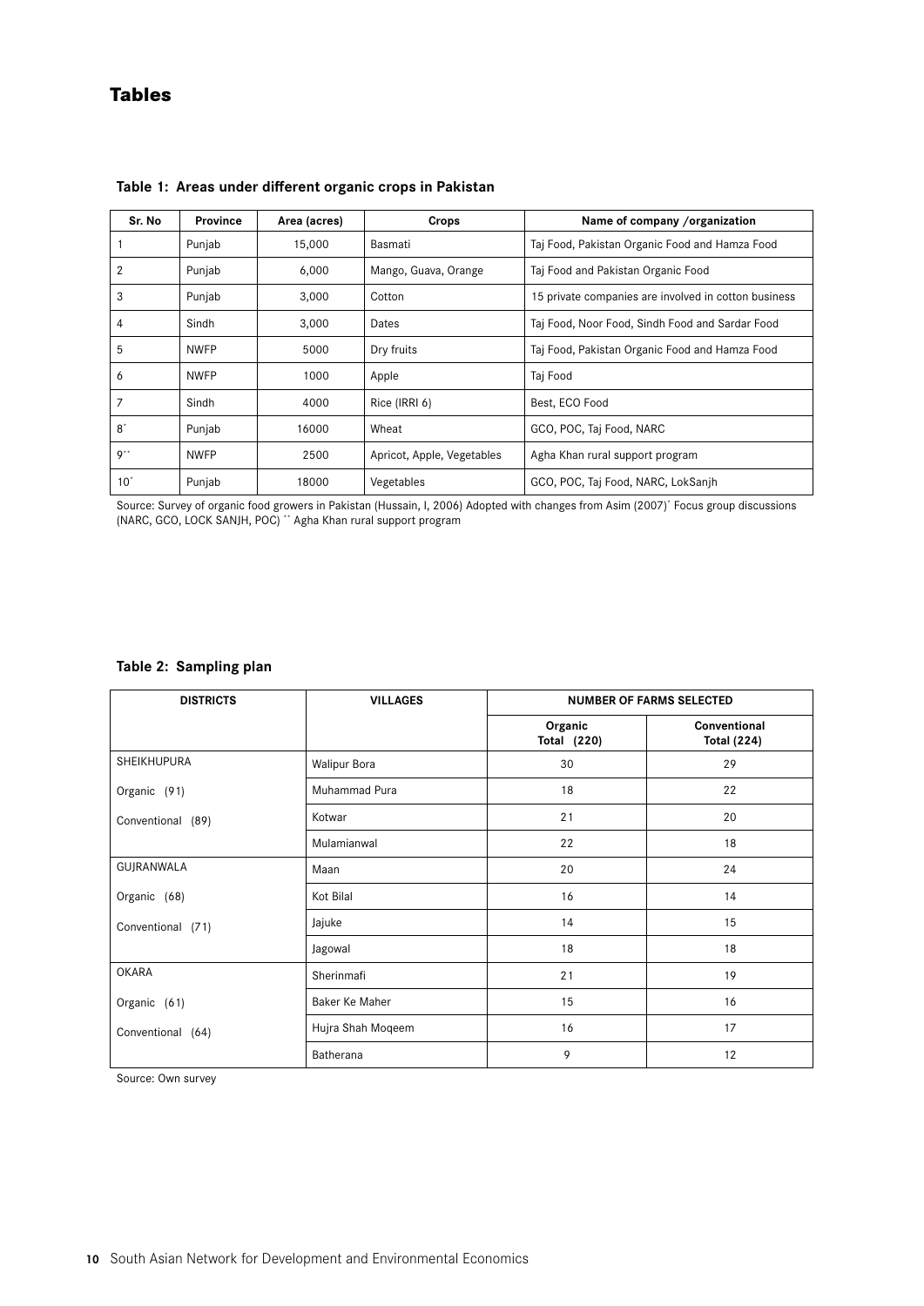# Tables

**Table 1: Areas under different organic crops in Pakistan**

| Sr. No | Province | Area (acres) | Crops | Name of company /organization |
|---|---|---|---|---|
| 1 | Punjab | 15,000 | Basmati | Taj Food, Pakistan Organic Food and Hamza Food |
| 2 | Punjab | 6,000 | Mango, Guava, Orange | Taj Food and Pakistan Organic Food |
| 3 | Punjab | 3,000 | Cotton | 15 private companies are involved in cotton business |
| 4 | Sindh | 3,000 | Dates | Taj Food, Noor Food, Sindh Food and Sardar Food |
| 5 | NWFP | 5000 | Dry fruits | Taj Food, Pakistan Organic Food and Hamza Food |
| 6 | NWFP | 1000 | Apple | Taj Food |
| 7 | Sindh | 4000 | Rice (IRRI 6) | Best, ECO Food |
| 8* | Punjab | 16000 | Wheat | GCO, POC, Taj Food, NARC |
| 9** | NWFP | 2500 | Apricot, Apple, Vegetables | Agha Khan rural support program |
| 10* | Punjab | 18000 | Vegetables | GCO, POC, Taj Food, NARC, LokSanjh |

Source: Survey of organic food growers in Pakistan (Hussain, I, 2006) Adopted with changes from Asim (2007)* Focus group discussions (NARC, GCO, LOCK SANJH, POC) ** Agha Khan rural support program

**Table 2: Sampling plan**

| DISTRICTS | VILLAGES | NUMBER OF FARMS SELECTED | |
|---|---|---|---|
| | | Organic Total (220) | Conventional Total (224) |
| SHEIKHUPURA | Walipur Bora | 30 | 29 |
| Organic (91) | Muhammad Pura | 18 | 22 |
| Conventional (89) | Kotwar | 21 | 20 |
| | Mulamianwal | 22 | 18 |
| GUJRANWALA | Maan | 20 | 24 |
| Organic (68) | Kot Bilal | 16 | 14 |
| Conventional (71) | Jajuke | 14 | 15 |
| | Jagowal | 18 | 18 |
| OKARA | Sherinmafi | 21 | 19 |
| Organic (61) | Baker Ke Maher | 15 | 16 |
| Conventional (64) | Hujra Shah Moqeem | 16 | 17 |
| | Batherana | 9 | 12 |

Source: Own survey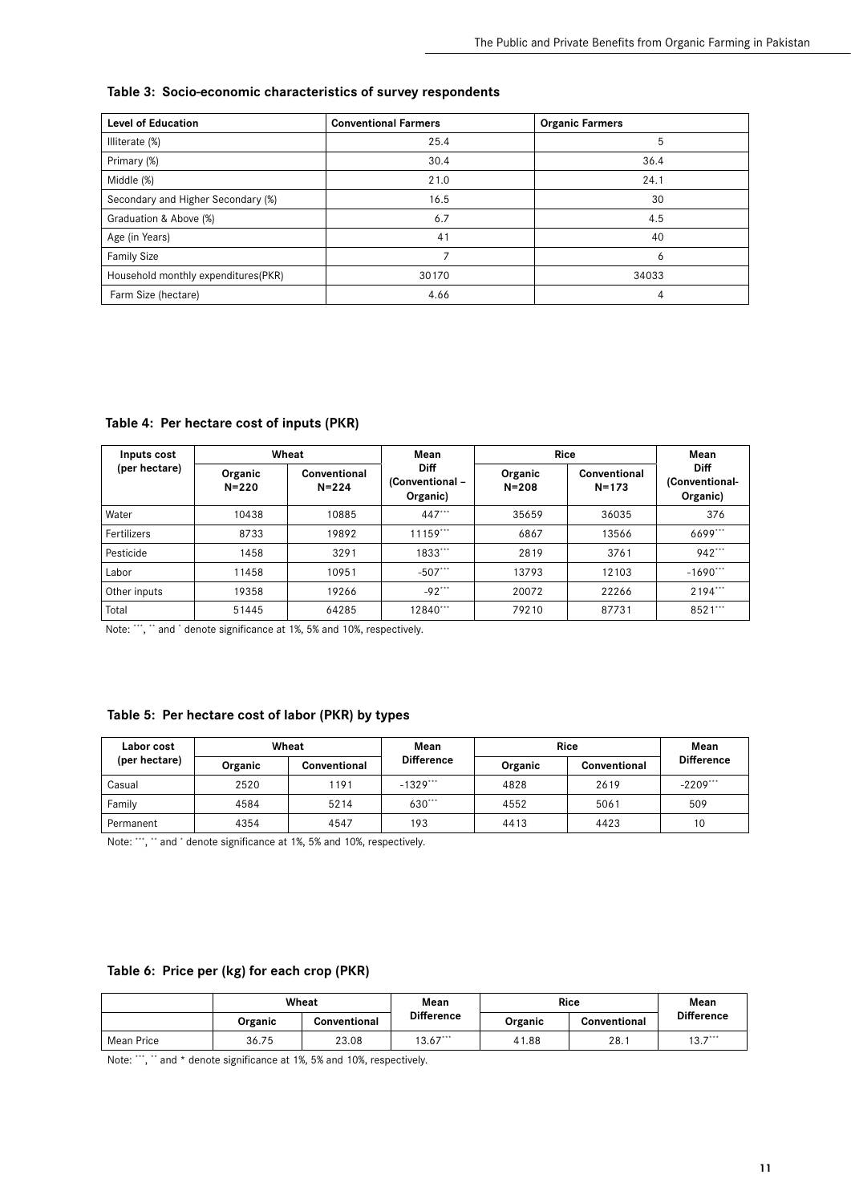**Table 3: Socio-economic characteristics of survey respondents**

| Level of Education | Conventional Farmers | Organic Farmers |
|---|---|---|
| Illiterate (%) | 25.4 | 5 |
| Primary (%) | 30.4 | 36.4 |
| Middle (%) | 21.0 | 24.1 |
| Secondary and Higher Secondary (%) | 16.5 | 30 |
| Graduation & Above (%) | 6.7 | 4.5 |
| Age (in Years) | 41 | 40 |
| Family Size | 7 | 6 |
| Household monthly expenditures(PKR) | 30170 | 34033 |
| Farm Size (hectare) | 4.66 | 4 |

**Table 4: Per hectare cost of inputs (PKR)**

| Inputs cost (per hectare) | Wheat | | Mean Diff (Conventional – Organic) | Rice | | Mean Diff (Conventional- Organic) |
|---|---|---|---|---|---|---|
| | Organic N=220 | Conventional N=224 | | Organic N=208 | Conventional N=173 | |
| Water | 10438 | 10885 | 447*** | 35659 | 36035 | 376 |
| Fertilizers | 8733 | 19892 | 11159*** | 6867 | 13566 | 6699*** |
| Pesticide | 1458 | 3291 | 1833*** | 2819 | 3761 | 942*** |
| Labor | 11458 | 10951 | -507*** | 13793 | 12103 | -1690*** |
| Other inputs | 19358 | 19266 | -92*** | 20072 | 22266 | 2194*** |
| Total | 51445 | 64285 | 12840*** | 79210 | 87731 | 8521*** |

Note: ***, ** and * denote significance at 1%, 5% and 10%, respectively.

**Table 5: Per hectare cost of labor (PKR) by types**

| Labor cost (per hectare) | Wheat | | Mean Difference | Rice | | Mean Difference |
|---|---|---|---|---|---|---|
| | Organic | Conventional | | Organic | Conventional | |
| Casual | 2520 | 1191 | -1329*** | 4828 | 2619 | -2209*** |
| Family | 4584 | 5214 | 630*** | 4552 | 5061 | 509 |
| Permanent | 4354 | 4547 | 193 | 4413 | 4423 | 10 |

Note: ***, ** and * denote significance at 1%, 5% and 10%, respectively.

**Table 6: Price per (kg) for each crop (PKR)**

| | Wheat | | Mean Difference | Rice | | Mean Difference |
|---|---|---|---|---|---|---|
| | Organic | Conventional | | Organic | Conventional | |
| Mean Price | 36.75 | 23.08 | 13.67*** | 41.88 | 28.1 | 13.7*** |

Note: ***, ** and * denote significance at 1%, 5% and 10%, respectively.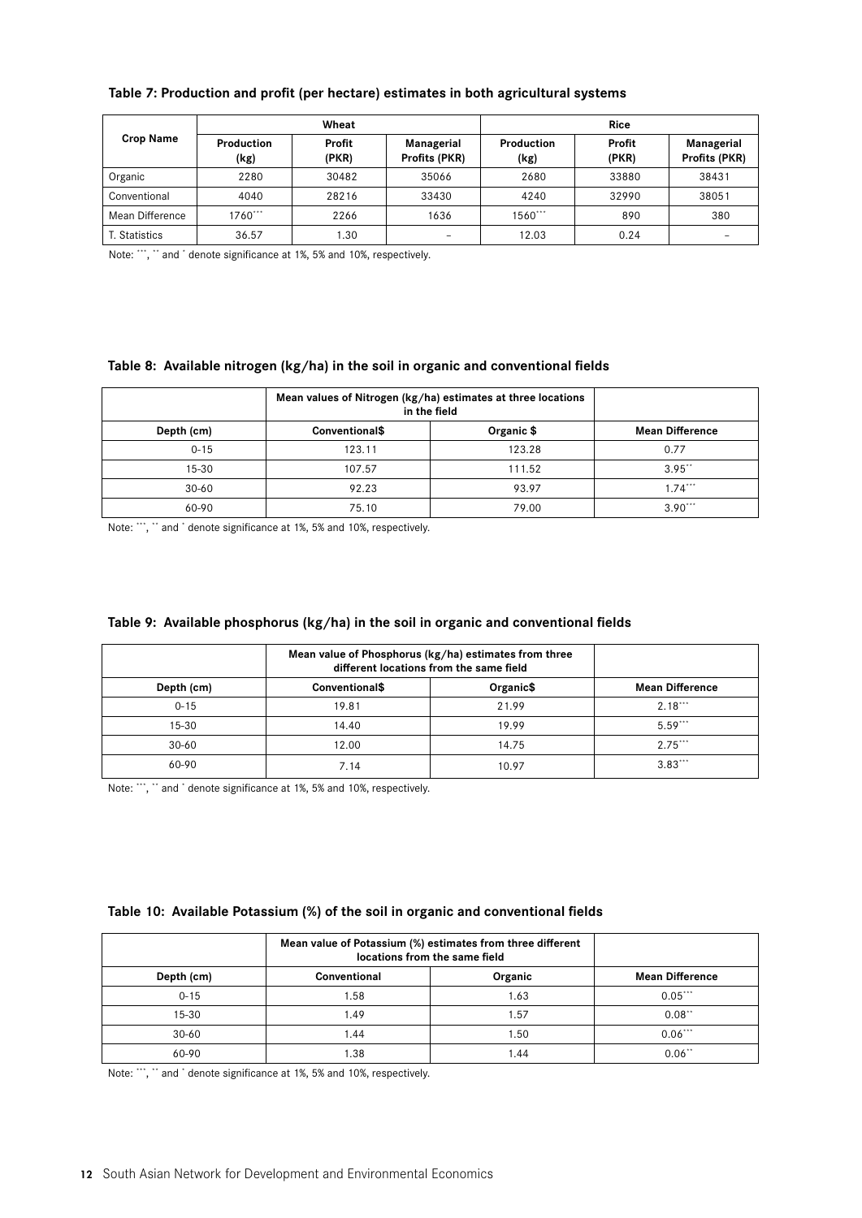**Table 7: Production and profit (per hectare) estimates in both agricultural systems**

| Crop Name | Wheat | | | Rice | | |
|---|---|---|---|---|---|---|
| | Production (kg) | Profit (PKR) | Managerial Profits (PKR) | Production (kg) | Profit (PKR) | Managerial Profits (PKR) |
| Organic | 2280 | 30482 | 35066 | 2680 | 33880 | 38431 |
| Conventional | 4040 | 28216 | 33430 | 4240 | 32990 | 38051 |
| Mean Difference | 1760*** | 2266 | 1636 | 1560*** | 890 | 380 |
| T. Statistics | 36.57 | 1.30 | – | 12.03 | 0.24 | – |

Note: ***, ** and * denote significance at 1%, 5% and 10%, respectively.

**Table 8: Available nitrogen (kg/ha) in the soil in organic and conventional fields**

| | Mean values of Nitrogen (kg/ha) estimates at three locations in the field | | |
|---|---|---|---|
| Depth (cm) | Conventional$ | Organic $ | Mean Difference |
| 0-15 | 123.11 | 123.28 | 0.77 |
| 15-30 | 107.57 | 111.52 | 3.95** |
| 30-60 | 92.23 | 93.97 | 1.74*** |
| 60-90 | 75.10 | 79.00 | 3.90*** |

Note: ***, ** and * denote significance at 1%, 5% and 10%, respectively.

**Table 9: Available phosphorus (kg/ha) in the soil in organic and conventional fields**

| | Mean value of Phosphorus (kg/ha) estimates from three different locations from the same field | | |
|---|---|---|---|
| Depth (cm) | Conventional$ | Organic$ | Mean Difference |
| 0-15 | 19.81 | 21.99 | 2.18*** |
| 15-30 | 14.40 | 19.99 | 5.59*** |
| 30-60 | 12.00 | 14.75 | 2.75*** |
| 60-90 | 7.14 | 10.97 | 3.83*** |

Note: ***, ** and * denote significance at 1%, 5% and 10%, respectively.

**Table 10: Available Potassium (%) of the soil in organic and conventional fields**

| | Mean value of Potassium (%) estimates from three different locations from the same field | | |
|---|---|---|---|
| Depth (cm) | Conventional | Organic | Mean Difference |
| 0-15 | 1.58 | 1.63 | 0.05*** |
| 15-30 | 1.49 | 1.57 | 0.08** |
| 30-60 | 1.44 | 1.50 | 0.06*** |
| 60-90 | 1.38 | 1.44 | 0.06** |

Note: ***, ** and * denote significance at 1%, 5% and 10%, respectively.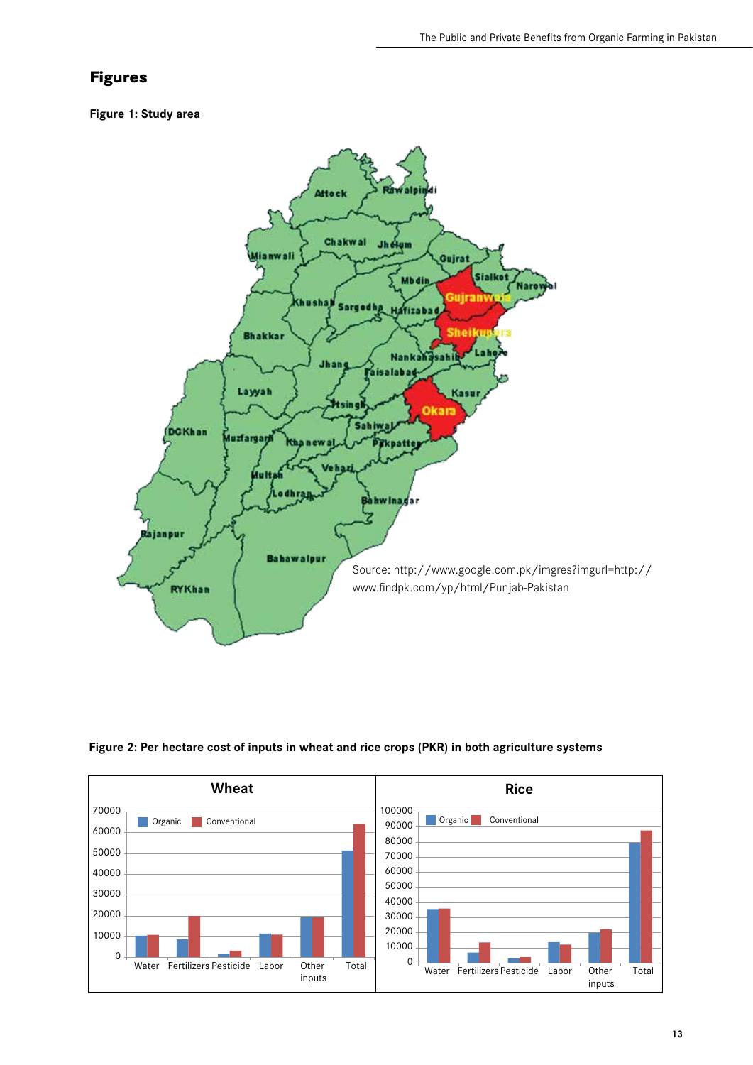## Figures

**Figure 1: Study area**

Source: http://www.google.com.pk/imgres?imgurl=http://www.findpk.com/yp/html/Punjab-Pakistan

**Figure 2: Per hectare cost of inputs in wheat and rice crops (PKR) in both agriculture systems**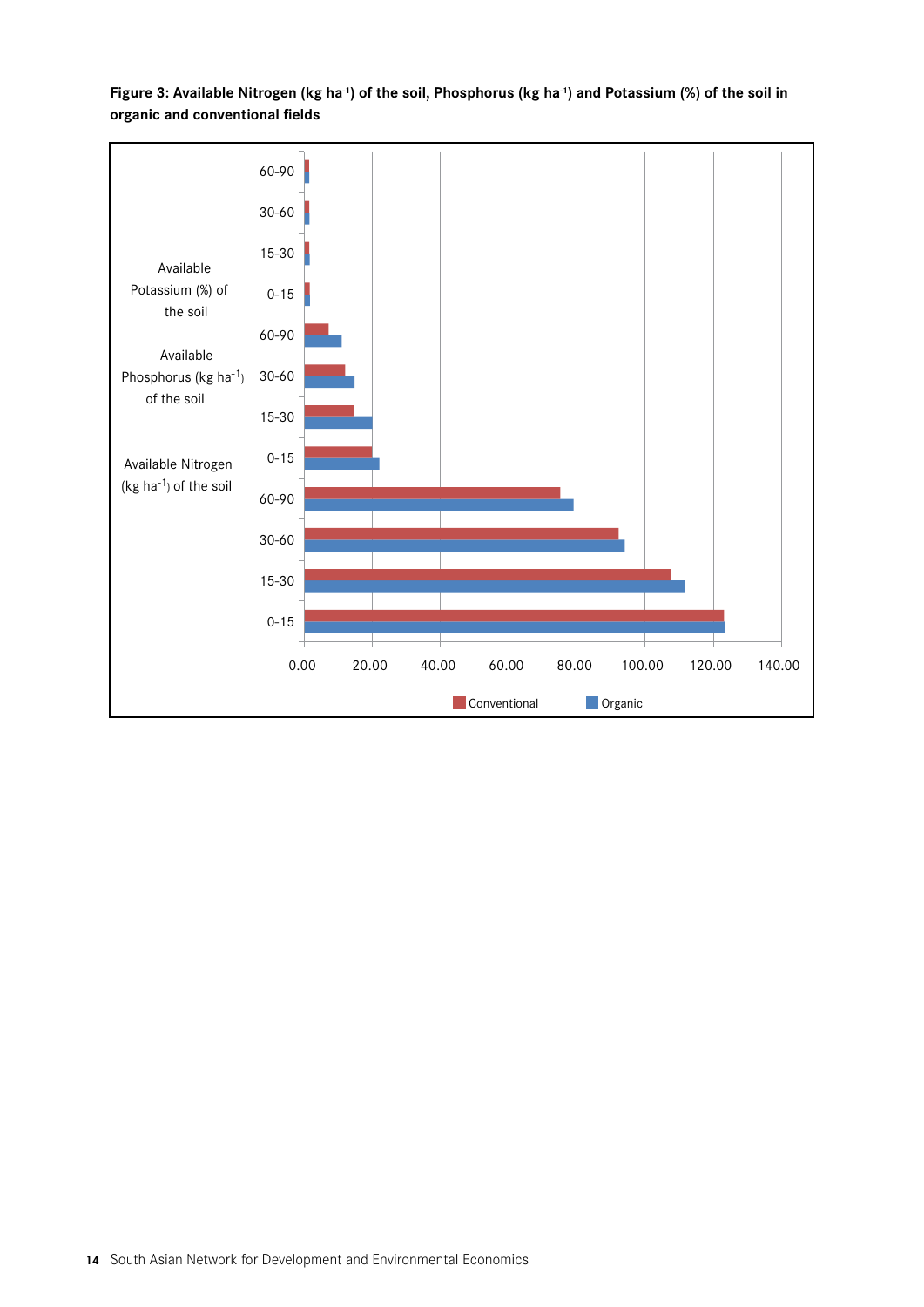**Figure 3: Available Nitrogen (kg ha$^{-1}$) of the soil, Phosphorus (kg ha$^{-1}$) and Potassium (%) of the soil in organic and conventional fields**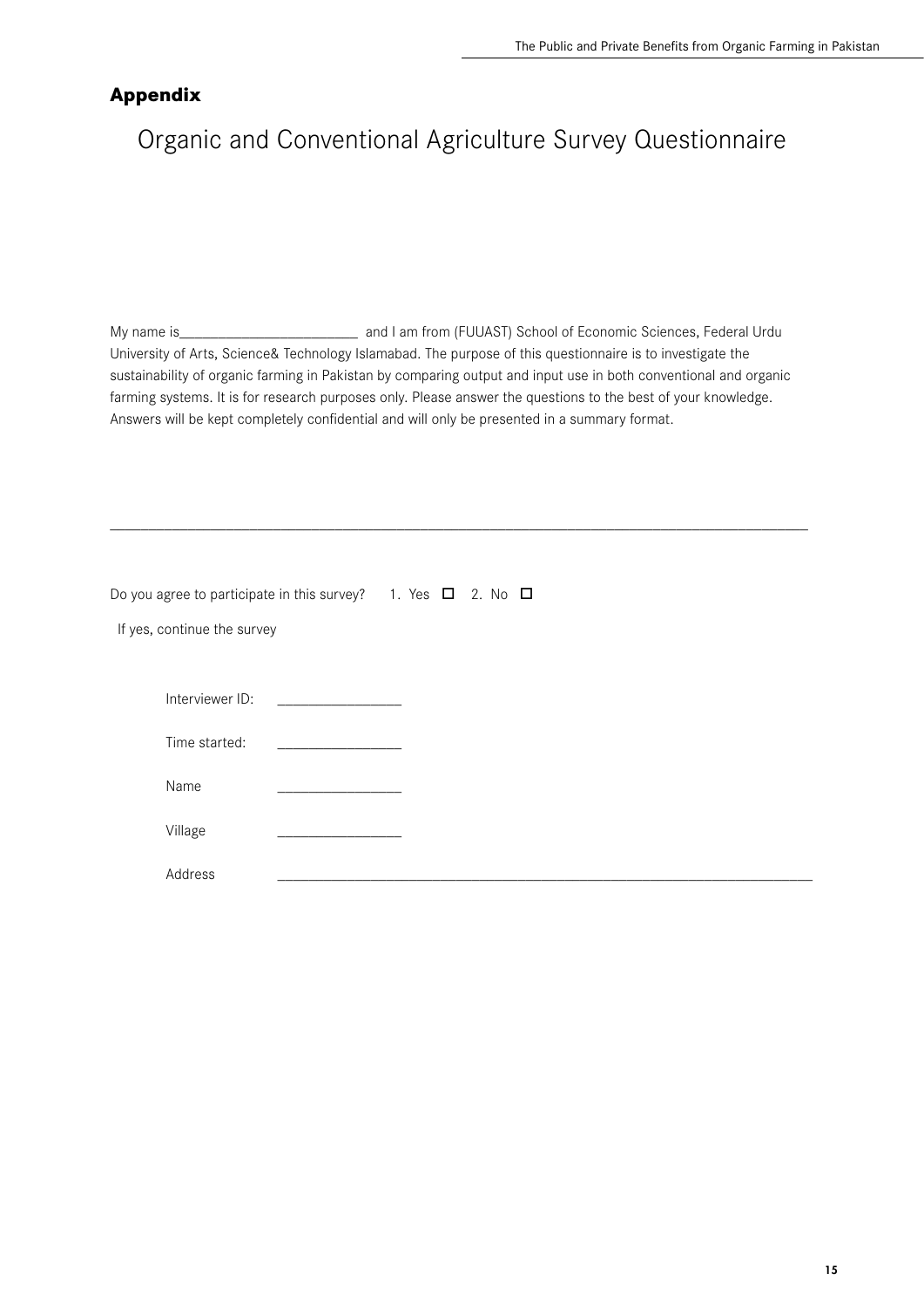## Appendix

# Organic and Conventional Agriculture Survey Questionnaire

My name is_________________________ and I am from (FUUAST) School of Economic Sciences, Federal Urdu University of Arts, Science& Technology Islamabad. The purpose of this questionnaire is to investigate the sustainability of organic farming in Pakistan by comparing output and input use in both conventional and organic farming systems. It is for research purposes only. Please answer the questions to the best of your knowledge. Answers will be kept completely confidential and will only be presented in a summary format.

---

Do you agree to participate in this survey? 1. Yes ☐ 2. No ☐

If yes, continue the survey

Interviewer ID: _________________

Time started: _________________

Name _________________

Village _________________

Address ____________________________________________________________________________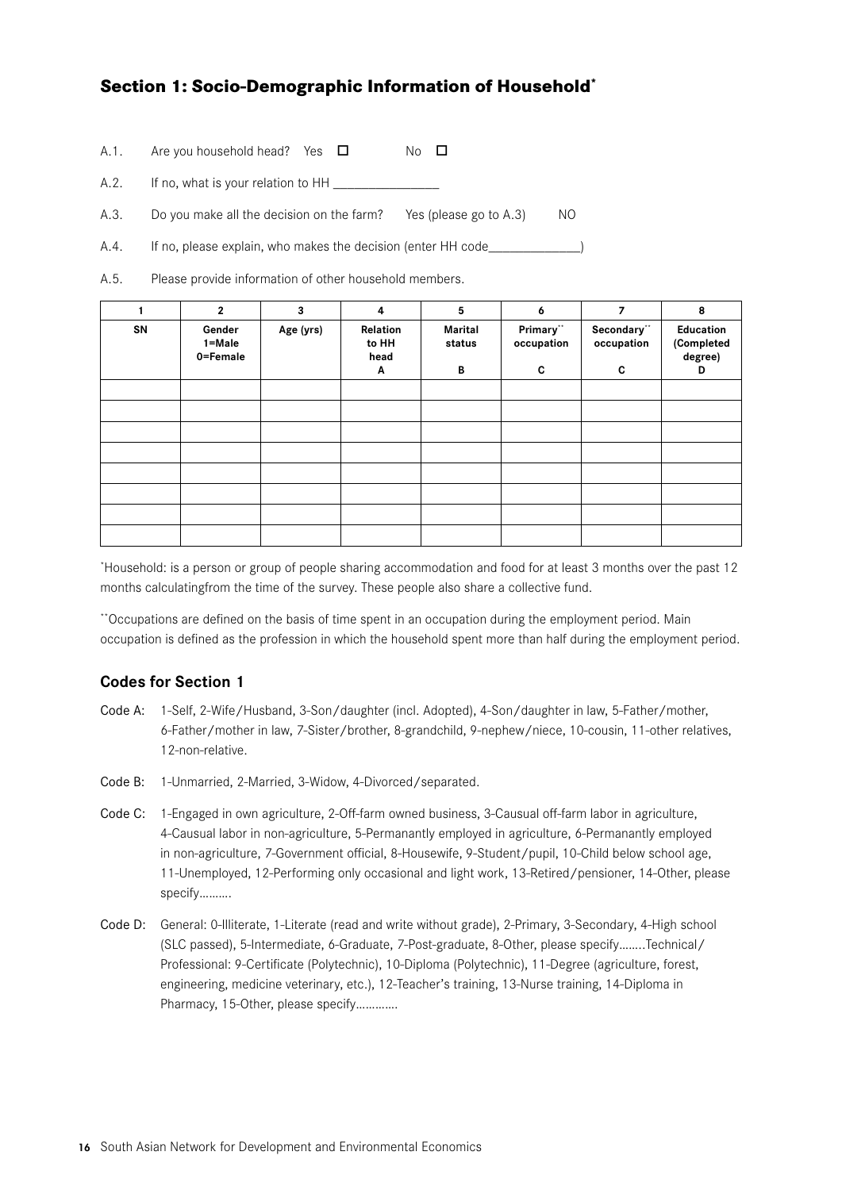## Section 1: Socio-Demographic Information of Household*

A.1. Are you household head? Yes ☐ No ☐

A.2. If no, what is your relation to HH ________________

A.3. Do you make all the decision on the farm? Yes (please go to A.3) NO

A.4. If no, please explain, who makes the decision (enter HH code______________)

A.5. Please provide information of other household members.

| 1 | 2 | 3 | 4 | 5 | 6 | 7 | 8 |
|---|---|---|---|---|---|---|---|
| SN | Gender 1=Male 0=Female | Age (yrs) | Relation to HH head A | Marital status B | Primary** occupation C | Secondary** occupation C | Education (Completed degree) D |
| | | | | | | | |
| | | | | | | | |
| | | | | | | | |
| | | | | | | | |
| | | | | | | | |
| | | | | | | | |
| | | | | | | | |
| | | | | | | | |

*Household: is a person or group of people sharing accommodation and food for at least 3 months over the past 12 months calculatingfrom the time of the survey. These people also share a collective fund.

**Occupations are defined on the basis of time spent in an occupation during the employment period. Main occupation is defined as the profession in which the household spent more than half during the employment period.

### Codes for Section 1

Code A: 1-Self, 2-Wife/Husband, 3-Son/daughter (incl. Adopted), 4-Son/daughter in law, 5-Father/mother, 6-Father/mother in law, 7-Sister/brother, 8-grandchild, 9-nephew/niece, 10-cousin, 11-other relatives, 12-non-relative.

Code B: 1-Unmarried, 2-Married, 3-Widow, 4-Divorced/separated.

Code C: 1-Engaged in own agriculture, 2-Off-farm owned business, 3-Causual off-farm labor in agriculture, 4-Causual labor in non-agriculture, 5-Permanantly employed in agriculture, 6-Permanantly employed in non-agriculture, 7-Government official, 8-Housewife, 9-Student/pupil, 10-Child below school age, 11-Unemployed, 12-Performing only occasional and light work, 13-Retired/pensioner, 14-Other, please specify……….

Code D: General: 0-Illiterate, 1-Literate (read and write without grade), 2-Primary, 3-Secondary, 4-High school (SLC passed), 5-Intermediate, 6-Graduate, 7-Post-graduate, 8-Other, please specify……..Technical/ Professional: 9-Certificate (Polytechnic), 10-Diploma (Polytechnic), 11-Degree (agriculture, forest, engineering, medicine veterinary, etc.), 12-Teacher's training, 13-Nurse training, 14-Diploma in Pharmacy, 15-Other, please specify…………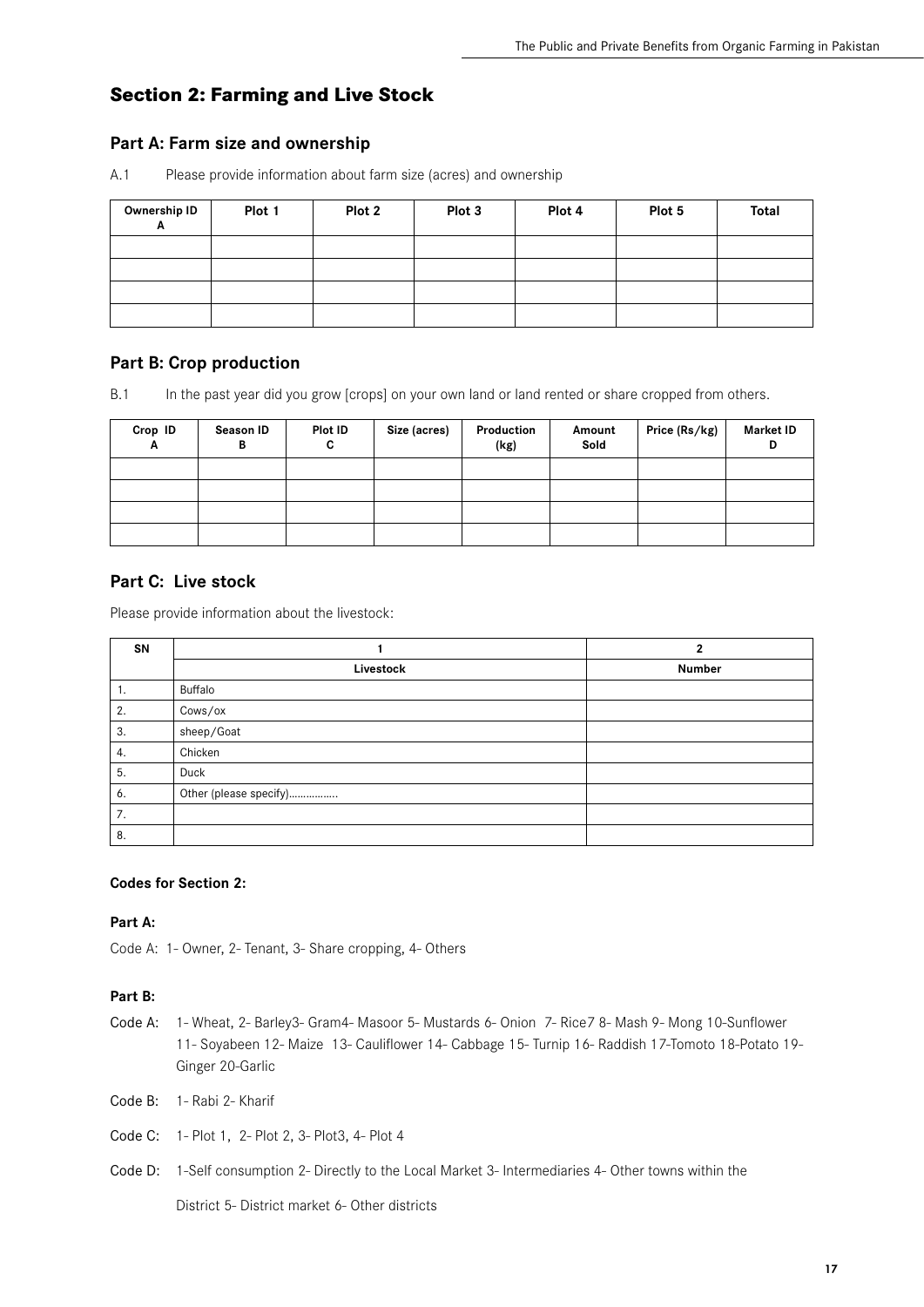## Section 2: Farming and Live Stock

### Part A: Farm size and ownership

A.1 Please provide information about farm size (acres) and ownership

| Ownership ID A | Plot 1 | Plot 2 | Plot 3 | Plot 4 | Plot 5 | Total |
|---|---|---|---|---|---|---|
| | | | | | | |
| | | | | | | |
| | | | | | | |
| | | | | | | |

### Part B: Crop production

B.1 In the past year did you grow [crops] on your own land or land rented or share cropped from others.

| Crop ID A | Season ID B | Plot ID C | Size (acres) | Production (kg) | Amount Sold | Price (Rs/kg) | Market ID D |
|---|---|---|---|---|---|---|---|
| | | | | | | | |
| | | | | | | | |
| | | | | | | | |
| | | | | | | | |

### Part C: Live stock

Please provide information about the livestock:

| SN | 1 | 2 |
|---|---|---|
| | Livestock | Number |
| 1. | Buffalo | |
| 2. | Cows/ox | |
| 3. | sheep/Goat | |
| 4. | Chicken | |
| 5. | Duck | |
| 6. | Other (please specify)................ | |
| 7. | | |
| 8. | | |

**Codes for Section 2:**

**Part A:**

Code A: 1- Owner, 2- Tenant, 3- Share cropping, 4- Others

**Part B:**

Code A: 1- Wheat, 2- Barley3- Gram4- Masoor 5- Mustards 6- Onion 7- Rice7 8- Mash 9- Mong 10-Sunflower 11- Soyabeen 12- Maize 13- Cauliflower 14- Cabbage 15- Turnip 16- Raddish 17-Tomoto 18-Potato 19-Ginger 20-Garlic

Code B: 1- Rabi 2- Kharif

Code C: 1- Plot 1, 2- Plot 2, 3- Plot3, 4- Plot 4

Code D: 1-Self consumption 2- Directly to the Local Market 3- Intermediaries 4- Other towns within the District 5- District market 6- Other districts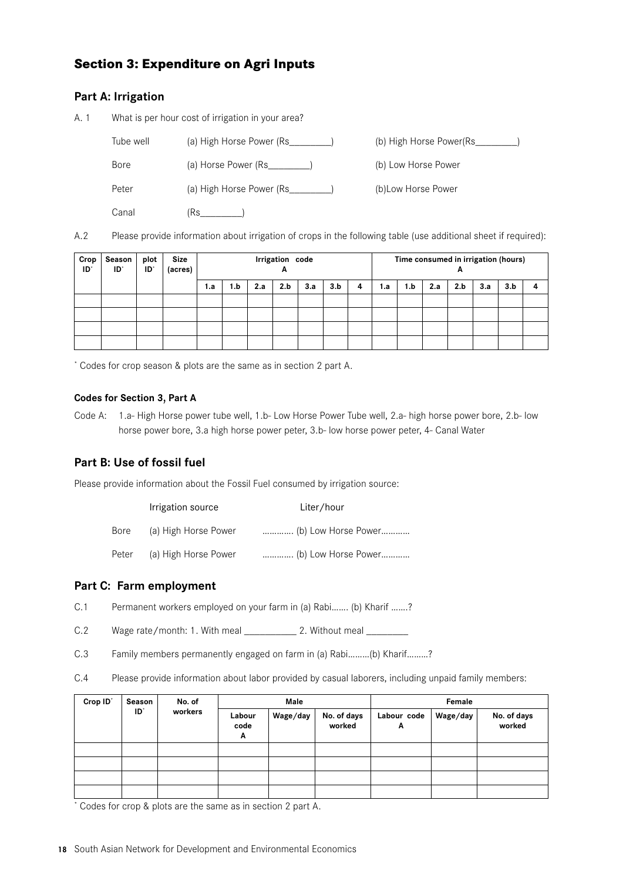## Section 3: Expenditure on Agri Inputs

### Part A: Irrigation

A. 1 What is per hour cost of irrigation in your area?

Tube well (a) High Horse Power (Rs_________) (b) High Horse Power(Rs_________)

Bore (a) Horse Power (Rs_________) (b) Low Horse Power

Peter (a) High Horse Power (Rs_________) (b)Low Horse Power

Canal (Rs_________)

A.2 Please provide information about irrigation of crops in the following table (use additional sheet if required):

| Crop ID* | Season ID* | plot ID* | Size (acres) | Irrigation code A | | | | | | | Time consumed in irrigation (hours) A | | | | | | |
|---|---|---|---|---|---|---|---|---|---|---|---|---|---|---|---|---|---|
| | | | | 1.a | 1.b | 2.a | 2.b | 3.a | 3.b | 4 | 1.a | 1.b | 2.a | 2.b | 3.a | 3.b | 4 |
| | | | | | | | | | | | | | | | | | |
| | | | | | | | | | | | | | | | | | |
| | | | | | | | | | | | | | | | | | |
| | | | | | | | | | | | | | | | | | |

* Codes for crop season & plots are the same as in section 2 part A.

**Codes for Section 3, Part A**

Code A: 1.a- High Horse power tube well, 1.b- Low Horse Power Tube well, 2.a- high horse power bore, 2.b- low horse power bore, 3.a high horse power peter, 3.b- low horse power peter, 4- Canal Water

### Part B: Use of fossil fuel

Please provide information about the Fossil Fuel consumed by irrigation source:

Irrigation source Liter/hour

Bore (a) High Horse Power …………. (b) Low Horse Power…………

Peter (a) High Horse Power …………. (b) Low Horse Power…………

### Part C: Farm employment

C.1 Permanent workers employed on your farm in (a) Rabi……. (b) Kharif …….?

C.2 Wage rate/month: 1. With meal ___________ 2. Without meal _________

C.3 Family members permanently engaged on farm in (a) Rabi………(b) Kharif………?

C.4 Please provide information about labor provided by casual laborers, including unpaid family members:

| Crop ID* | Season ID* | No. of workers | Male | | | Female | | |
|---|---|---|---|---|---|---|---|---|
| | | | Labour code A | Wage/day | No. of days worked | Labour code A | Wage/day | No. of days worked |
| | | | | | | | | |
| | | | | | | | | |
| | | | | | | | | |
| | | | | | | | | |

* Codes for crop & plots are the same as in section 2 part A.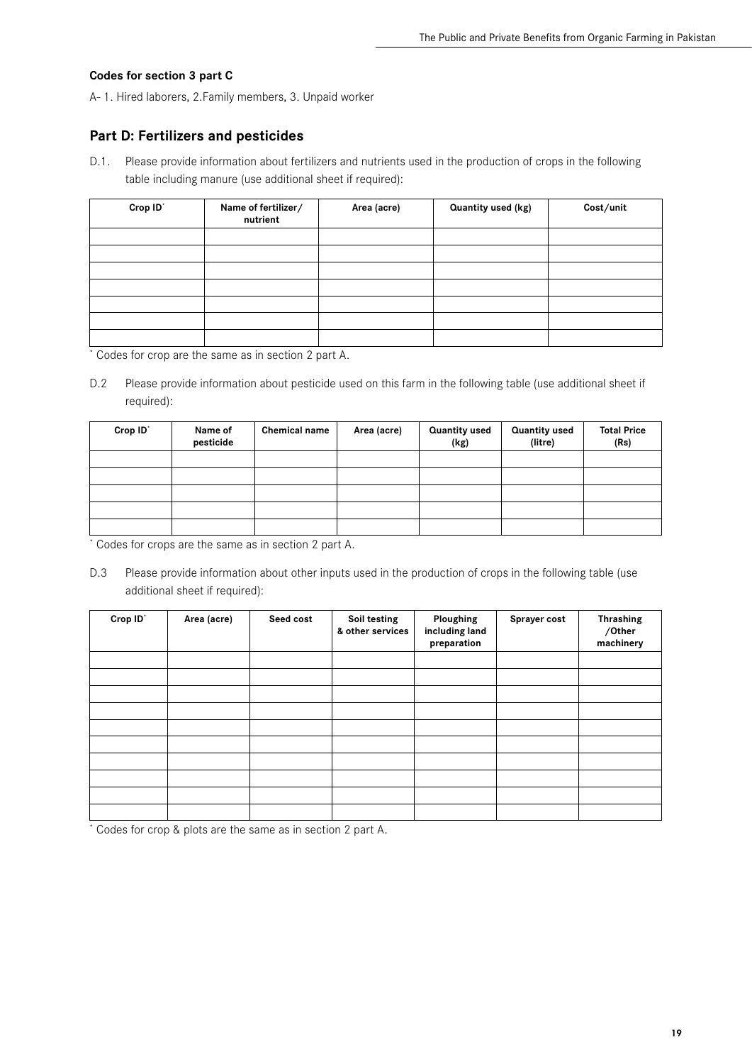**Codes for section 3 part C**

A- 1. Hired laborers, 2.Family members, 3. Unpaid worker

## Part D: Fertilizers and pesticides

D.1. Please provide information about fertilizers and nutrients used in the production of crops in the following table including manure (use additional sheet if required):

| Crop ID* | Name of fertilizer/ nutrient | Area (acre) | Quantity used (kg) | Cost/unit |
|---|---|---|---|---|
| | | | | |
| | | | | |
| | | | | |
| | | | | |
| | | | | |
| | | | | |
| | | | | |

* Codes for crop are the same as in section 2 part A.

D.2 Please provide information about pesticide used on this farm in the following table (use additional sheet if required):

| Crop ID* | Name of pesticide | Chemical name | Area (acre) | Quantity used (kg) | Quantity used (litre) | Total Price (Rs) |
|---|---|---|---|---|---|---|
| | | | | | | |
| | | | | | | |
| | | | | | | |
| | | | | | | |
| | | | | | | |

* Codes for crops are the same as in section 2 part A.

D.3 Please provide information about other inputs used in the production of crops in the following table (use additional sheet if required):

| Crop ID* | Area (acre) | Seed cost | Soil testing & other services | Ploughing including land preparation | Sprayer cost | Thrashing /Other machinery |
|---|---|---|---|---|---|---|
| | | | | | | |
| | | | | | | |
| | | | | | | |
| | | | | | | |
| | | | | | | |
| | | | | | | |
| | | | | | | |
| | | | | | | |
| | | | | | | |
| | | | | | | |

* Codes for crop & plots are the same as in section 2 part A.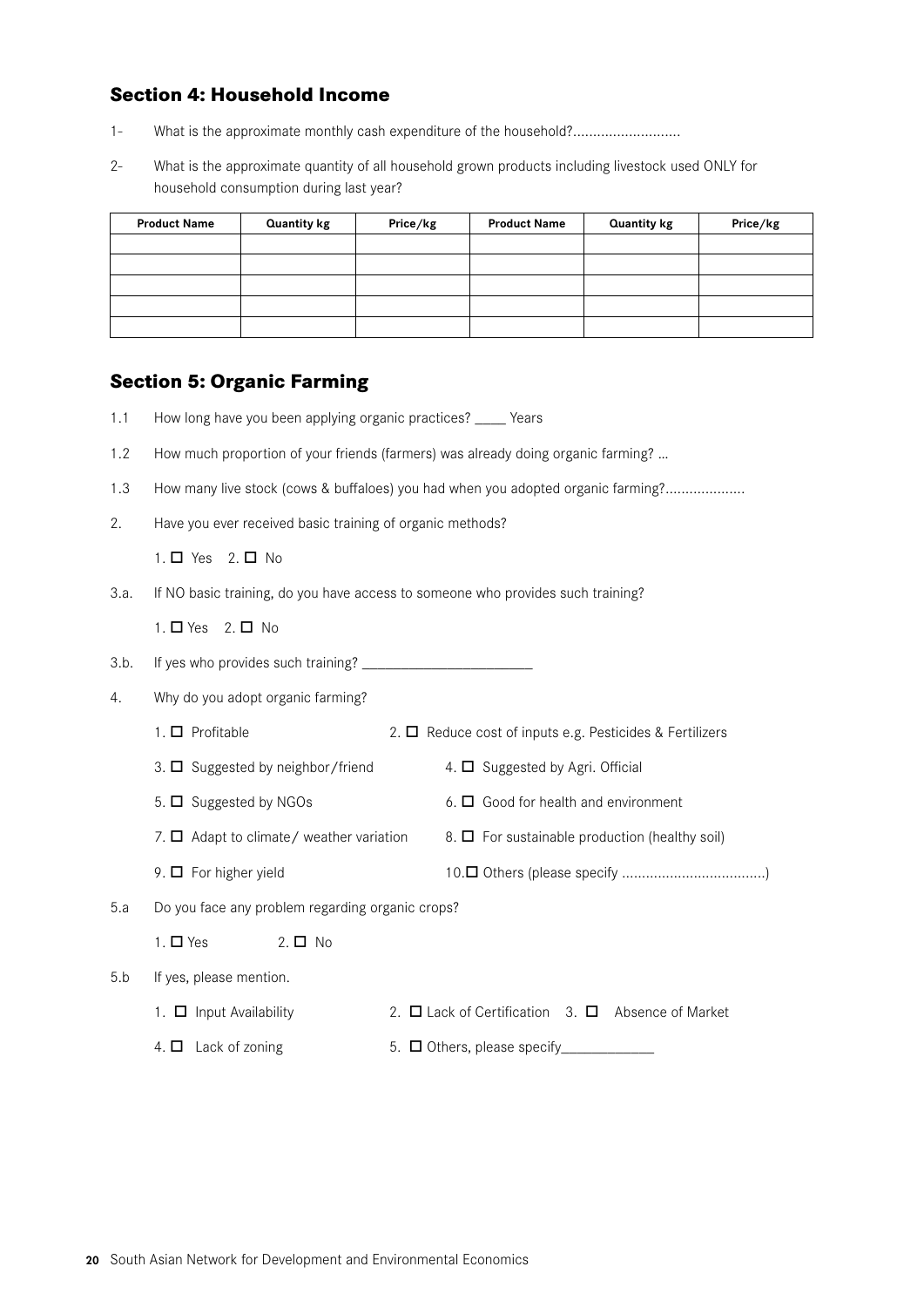## Section 4: Household Income

1- What is the approximate monthly cash expenditure of the household?...........................

2- What is the approximate quantity of all household grown products including livestock used ONLY for household consumption during last year?

| Product Name | Quantity kg | Price/kg | Product Name | Quantity kg | Price/kg |
|---|---|---|---|---|---|
| | | | | | |
| | | | | | |
| | | | | | |
| | | | | | |
| | | | | | |

## Section 5: Organic Farming

1.1 How long have you been applying organic practices? ____ Years

1.2 How much proportion of your friends (farmers) was already doing organic farming? …

1.3 How many live stock (cows & buffaloes) you had when you adopted organic farming?....................

2. Have you ever received basic training of organic methods?

   1. ☐ Yes 2. ☐ No

3.a. If NO basic training, do you have access to someone who provides such training?

   1. ☐ Yes 2. ☐ No

3.b. If yes who provides such training? _______________________

4. Why do you adopt organic farming?

   1. ☐ Profitable
   2. ☐ Reduce cost of inputs e.g. Pesticides & Fertilizers
   3. ☐ Suggested by neighbor/friend
   4. ☐ Suggested by Agri. Official
   5. ☐ Suggested by NGOs
   6. ☐ Good for health and environment
   7. ☐ Adapt to climate/ weather variation
   8. ☐ For sustainable production (healthy soil)
   9. ☐ For higher yield
   10. ☐ Others (please specify ...................................)

5.a Do you face any problem regarding organic crops?

   1. ☐ Yes 2. ☐ No

5.b If yes, please mention.

   1. ☐ Input Availability
   2. ☐ Lack of Certification
   3. ☐ Absence of Market
   4. ☐ Lack of zoning
   5. ☐ Others, please specify____________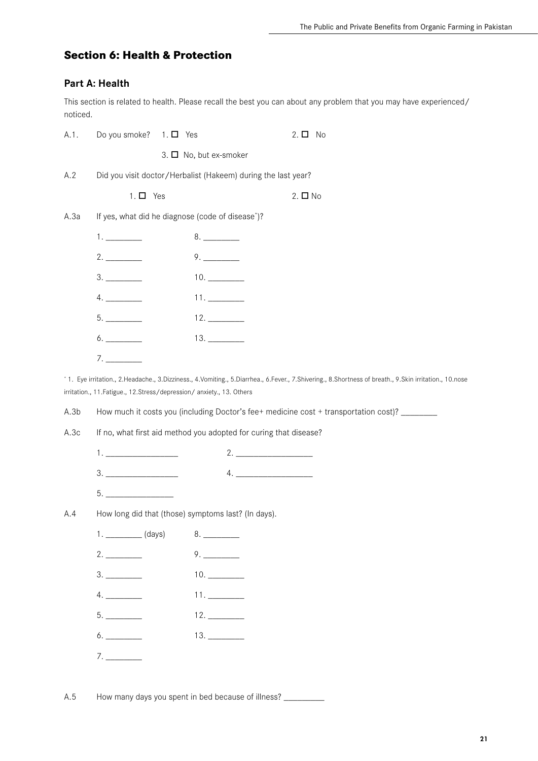## Section 6: Health & Protection

### Part A: Health

This section is related to health. Please recall the best you can about any problem that you may have experienced/ noticed.

A.1. Do you smoke? 1. ☐ Yes 2. ☐ No

3. ☐ No, but ex-smoker

A.2 Did you visit doctor/Herbalist (Hakeem) during the last year?

1. ☐ Yes 2. ☐ No

A.3a If yes, what did he diagnose (code of disease*)?

1. ________ 8. ________

2. ________ 9. ________

3. ________ 10. ________

4. ________ 11. ________

5. ________ 12. ________

6. ________ 13. ________

7. ________

* 1. Eye irritation., 2.Headache., 3.Dizziness., 4.Vomiting., 5.Diarrhea., 6.Fever., 7.Shivering., 8.Shortness of breath., 9.Skin irritation., 10.nose irritation., 11.Fatigue., 12.Stress/depression/ anxiety., 13. Others

A.3b How much it costs you (including Doctor's fee+ medicine cost + transportation cost)? ________

A.3c If no, what first aid method you adopted for curing that disease?

1. ________________ 2. ________________

3. ________________ 4. ________________

5. ________________

A.4 How long did that (those) symptoms last? (In days).

1. ________ (days) 8. ________

2. ________ 9. ________

3. ________ 10. ________

4. ________ 11. ________

5. ________ 12. ________

6. ________ 13. ________

7. ________

A.5 How many days you spent in bed because of illness? _________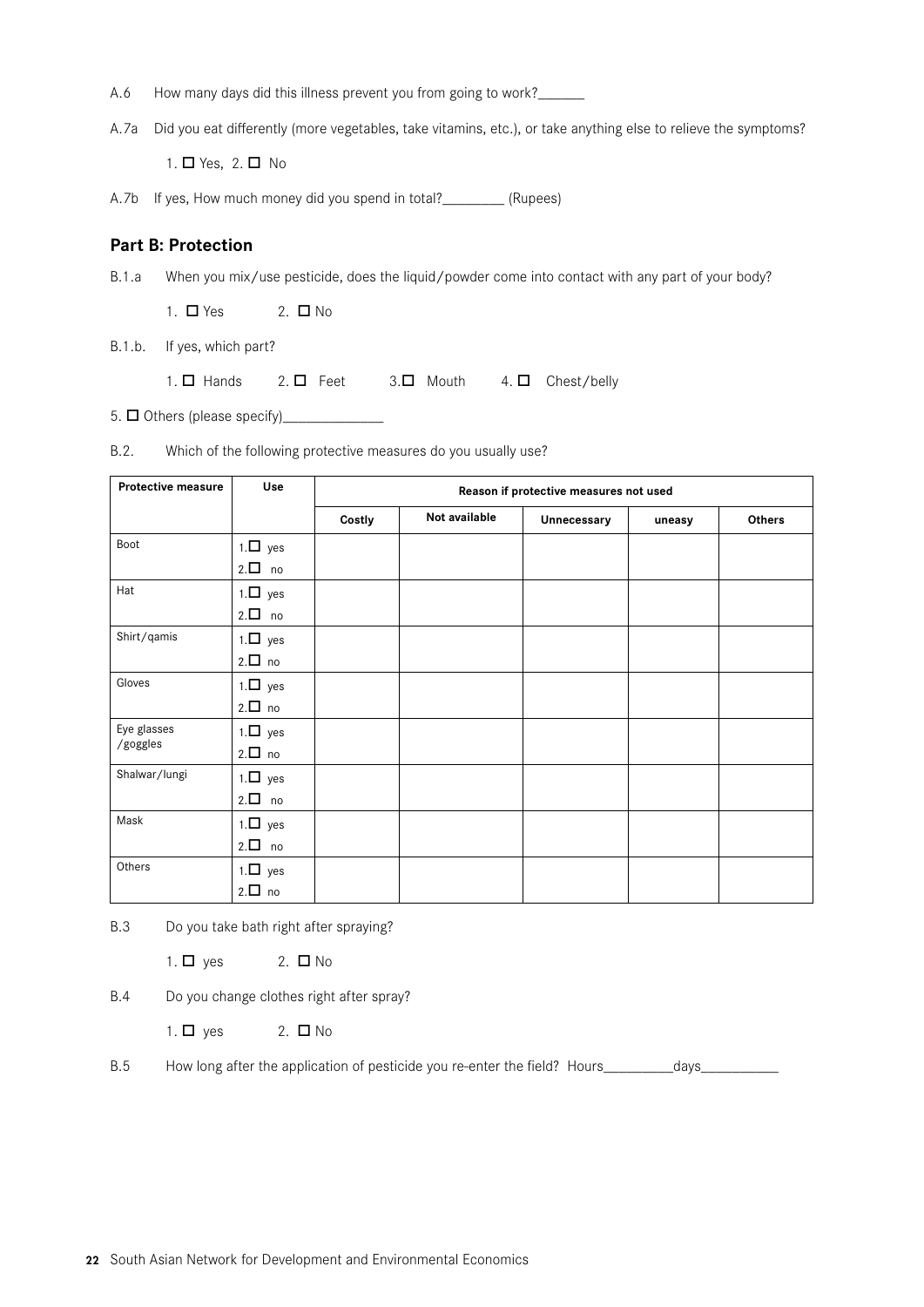A.6 How many days did this illness prevent you from going to work?______

A.7a Did you eat differently (more vegetables, take vitamins, etc.), or take anything else to relieve the symptoms?

1. ☐ Yes, 2. ☐ No

A.7b If yes, How much money did you spend in total?________ (Rupees)

## Part B: Protection

B.1.a When you mix/use pesticide, does the liquid/powder come into contact with any part of your body?

1. ☐ Yes 2. ☐ No

B.1.b. If yes, which part?

1. ☐ Hands 2. ☐ Feet 3. ☐ Mouth 4. ☐ Chest/belly

5. ☐ Others (please specify)_____________

B.2. Which of the following protective measures do you usually use?

| Protective measure | Use | Reason if protective measures not used | | | | |
|---|---|---|---|---|---|---|
| | | Costly | Not available | Unnecessary | uneasy | Others |
| Boot | 1.☐ yes<br>2.☐ no | | | | | |
| Hat | 1.☐ yes<br>2.☐ no | | | | | |
| Shirt/qamis | 1.☐ yes<br>2.☐ no | | | | | |
| Gloves | 1.☐ yes<br>2.☐ no | | | | | |
| Eye glasses /goggles | 1.☐ yes<br>2.☐ no | | | | | |
| Shalwar/lungi | 1.☐ yes<br>2.☐ no | | | | | |
| Mask | 1.☐ yes<br>2.☐ no | | | | | |
| Others | 1.☐ yes<br>2.☐ no | | | | | |

B.3 Do you take bath right after spraying?

1. ☐ yes 2. ☐ No

B.4 Do you change clothes right after spray?

1. ☐ yes 2. ☐ No

B.5 How long after the application of pesticide you re-enter the field? Hours_________days__________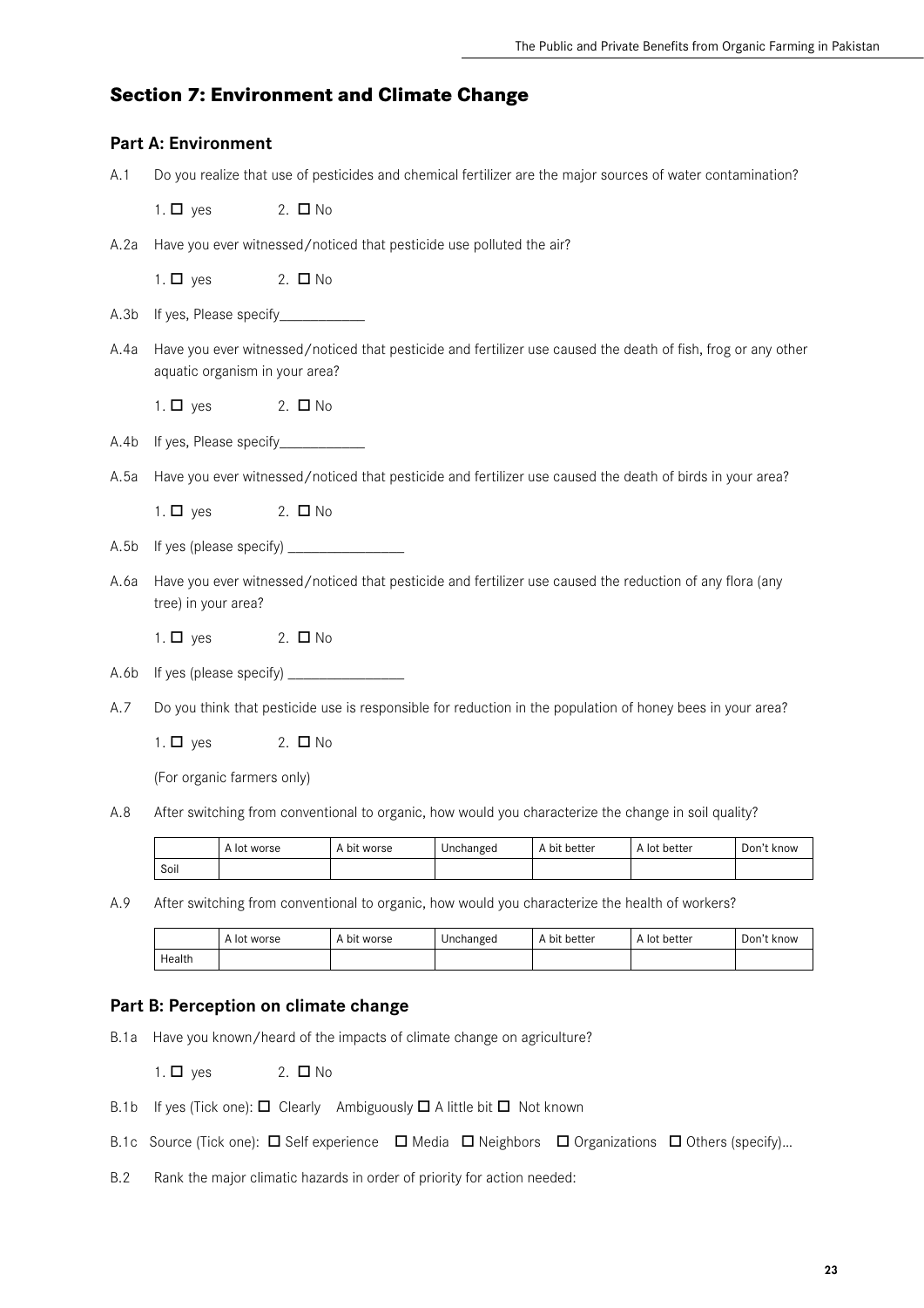## Section 7: Environment and Climate Change

### Part A: Environment

A.1 Do you realize that use of pesticides and chemical fertilizer are the major sources of water contamination?

1. ☐ yes   2. ☐ No

A.2a Have you ever witnessed/noticed that pesticide use polluted the air?

1. ☐ yes   2. ☐ No

A.3b If yes, Please specify____________

A.4a Have you ever witnessed/noticed that pesticide and fertilizer use caused the death of fish, frog or any other aquatic organism in your area?

1. ☐ yes   2. ☐ No

A.4b If yes, Please specify____________

A.5a Have you ever witnessed/noticed that pesticide and fertilizer use caused the death of birds in your area?

1. ☐ yes   2. ☐ No

A.5b If yes (please specify) ________________

A.6a Have you ever witnessed/noticed that pesticide and fertilizer use caused the reduction of any flora (any tree) in your area?

1. ☐ yes   2. ☐ No

A.6b If yes (please specify) ________________

A.7 Do you think that pesticide use is responsible for reduction in the population of honey bees in your area?

1. ☐ yes   2. ☐ No

(For organic farmers only)

A.8 After switching from conventional to organic, how would you characterize the change in soil quality?

| | A lot worse | A bit worse | Unchanged | A bit better | A lot better | Don't know |
|---|---|---|---|---|---|---|
| Soil | | | | | | |

A.9 After switching from conventional to organic, how would you characterize the health of workers?

| | A lot worse | A bit worse | Unchanged | A bit better | A lot better | Don't know |
|---|---|---|---|---|---|---|
| Health | | | | | | |

### Part B: Perception on climate change

B.1a Have you known/heard of the impacts of climate change on agriculture?

1. ☐ yes   2. ☐ No

B.1b If yes (Tick one): ☐ Clearly  Ambiguously ☐ A little bit ☐ Not known

B.1c Source (Tick one): ☐ Self experience ☐ Media ☐ Neighbors ☐ Organizations ☐ Others (specify)...

B.2 Rank the major climatic hazards in order of priority for action needed: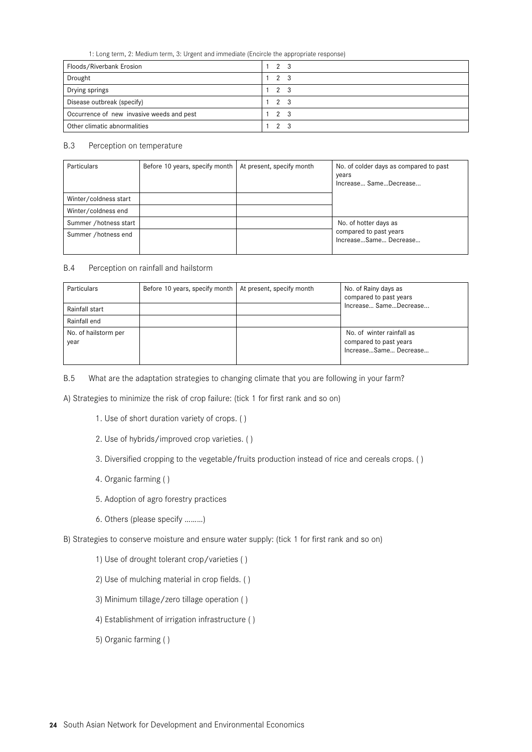1: Long term, 2: Medium term, 3: Urgent and immediate (Encircle the appropriate response)

| | |
|---|---|
| Floods/Riverbank Erosion | 1 2 3 |
| Drought | 1 2 3 |
| Drying springs | 1 2 3 |
| Disease outbreak (specify) | 1 2 3 |
| Occurrence of new invasive weeds and pest | 1 2 3 |
| Other climatic abnormalities | 1 2 3 |

B.3 Perception on temperature

| Particulars | Before 10 years, specify month | At present, specify month | No. of colder days as compared to past years Increase… Same…Decrease… |
|---|---|---|---|
| Winter/coldness start | | | |
| Winter/coldness end | | | |
| Summer /hotness start | | | No. of hotter days as compared to past years Increase…Same… Decrease… |
| Summer /hotness end | | | |

B.4 Perception on rainfall and hailstorm

| Particulars | Before 10 years, specify month | At present, specify month | No. of Rainy days as compared to past years Increase… Same…Decrease… |
|---|---|---|---|
| Rainfall start | | | |
| Rainfall end | | | |
| No. of hailstorm per year | | | No. of winter rainfall as compared to past years Increase…Same… Decrease… |

B.5 What are the adaptation strategies to changing climate that you are following in your farm?

A) Strategies to minimize the risk of crop failure: (tick 1 for first rank and so on)

1. Use of short duration variety of crops. ( )
2. Use of hybrids/improved crop varieties. ( )
3. Diversified cropping to the vegetable/fruits production instead of rice and cereals crops. ( )
4. Organic farming ( )
5. Adoption of agro forestry practices
6. Others (please specify ………)

B) Strategies to conserve moisture and ensure water supply: (tick 1 for first rank and so on)

1) Use of drought tolerant crop/varieties ( )

2) Use of mulching material in crop fields. ( )

3) Minimum tillage/zero tillage operation ( )

4) Establishment of irrigation infrastructure ( )

5) Organic farming ( )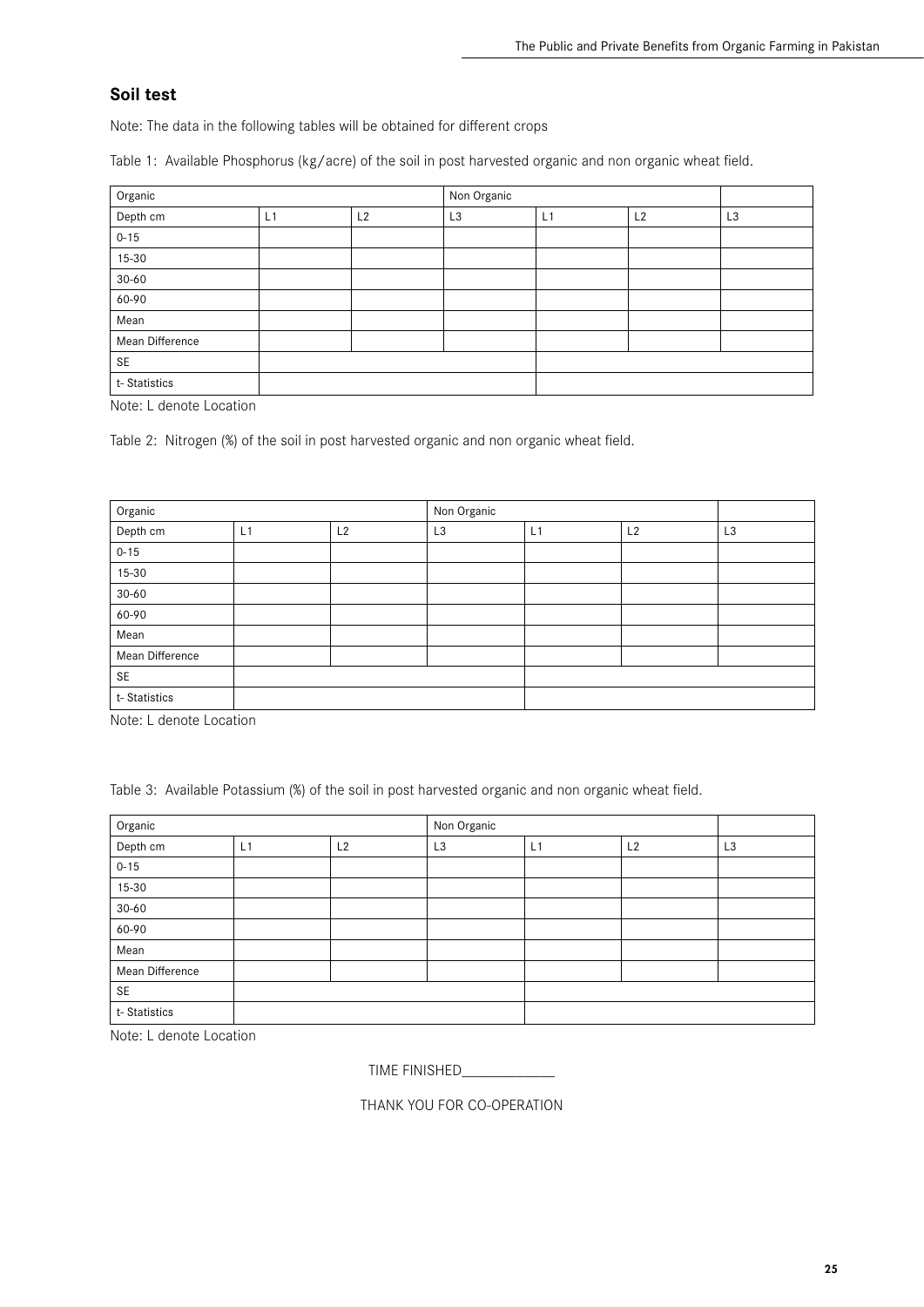## Soil test

Note: The data in the following tables will be obtained for different crops

Table 1: Available Phosphorus (kg/acre) of the soil in post harvested organic and non organic wheat field.

| Organic | | | Non Organic | | | |
|---|---|---|---|---|---|---|
| Depth cm | L1 | L2 | L3 | L1 | L2 | L3 |
| 0-15 | | | | | | |
| 15-30 | | | | | | |
| 30-60 | | | | | | |
| 60-90 | | | | | | |
| Mean | | | | | | |
| Mean Difference | | | | | | |
| SE | | | | | | |
| t- Statistics | | | | | | |

Note: L denote Location

Table 2: Nitrogen (%) of the soil in post harvested organic and non organic wheat field.

| Organic | | | Non Organic | | | |
|---|---|---|---|---|---|---|
| Depth cm | L1 | L2 | L3 | L1 | L2 | L3 |
| 0-15 | | | | | | |
| 15-30 | | | | | | |
| 30-60 | | | | | | |
| 60-90 | | | | | | |
| Mean | | | | | | |
| Mean Difference | | | | | | |
| SE | | | | | | |
| t- Statistics | | | | | | |

Note: L denote Location

Table 3: Available Potassium (%) of the soil in post harvested organic and non organic wheat field.

| Organic | | | Non Organic | | | |
|---|---|---|---|---|---|---|
| Depth cm | L1 | L2 | L3 | L1 | L2 | L3 |
| 0-15 | | | | | | |
| 15-30 | | | | | | |
| 30-60 | | | | | | |
| 60-90 | | | | | | |
| Mean | | | | | | |
| Mean Difference | | | | | | |
| SE | | | | | | |
| t- Statistics | | | | | | |

Note: L denote Location

TIME FINISHED_____________

THANK YOU FOR CO-OPERATION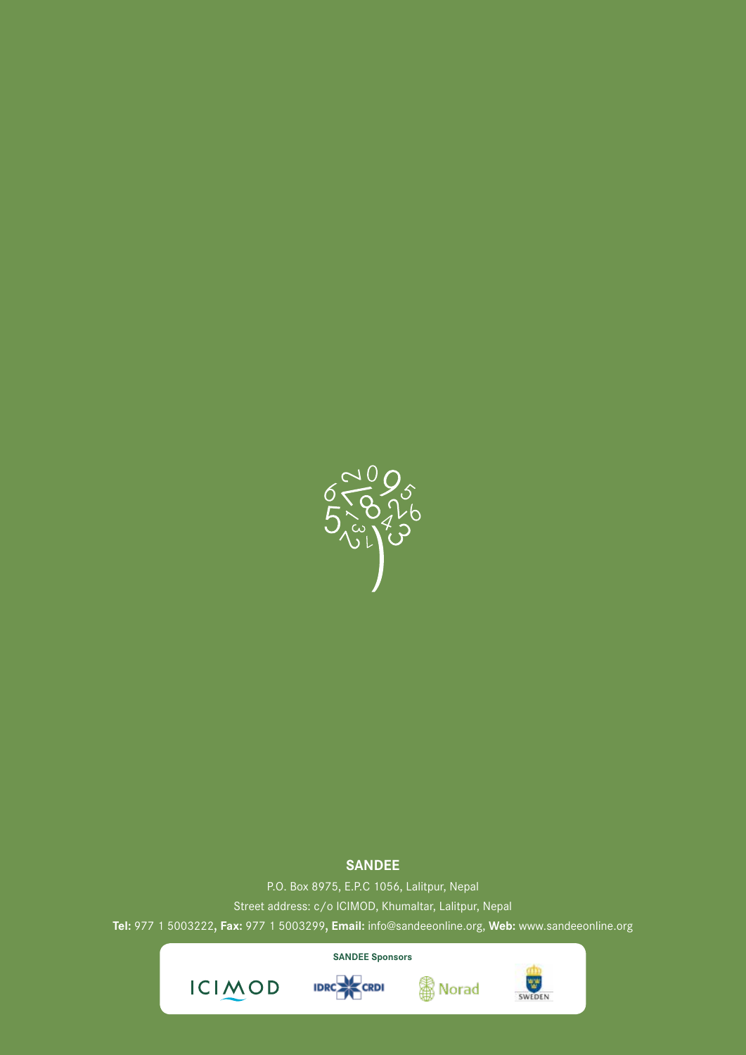**SANDEE**

P.O. Box 8975, E.P.C 1056, Lalitpur, Nepal

Street address: c/o ICIMOD, Khumaltar, Lalitpur, Nepal

**Tel:** 977 1 5003222, **Fax:** 977 1 5003299, **Email:** info@sandeeonline.org, **Web:** www.sandeeonline.org

**SANDEE Sponsors**

ICIMOD IDRC CRDI Norad SWEDEN